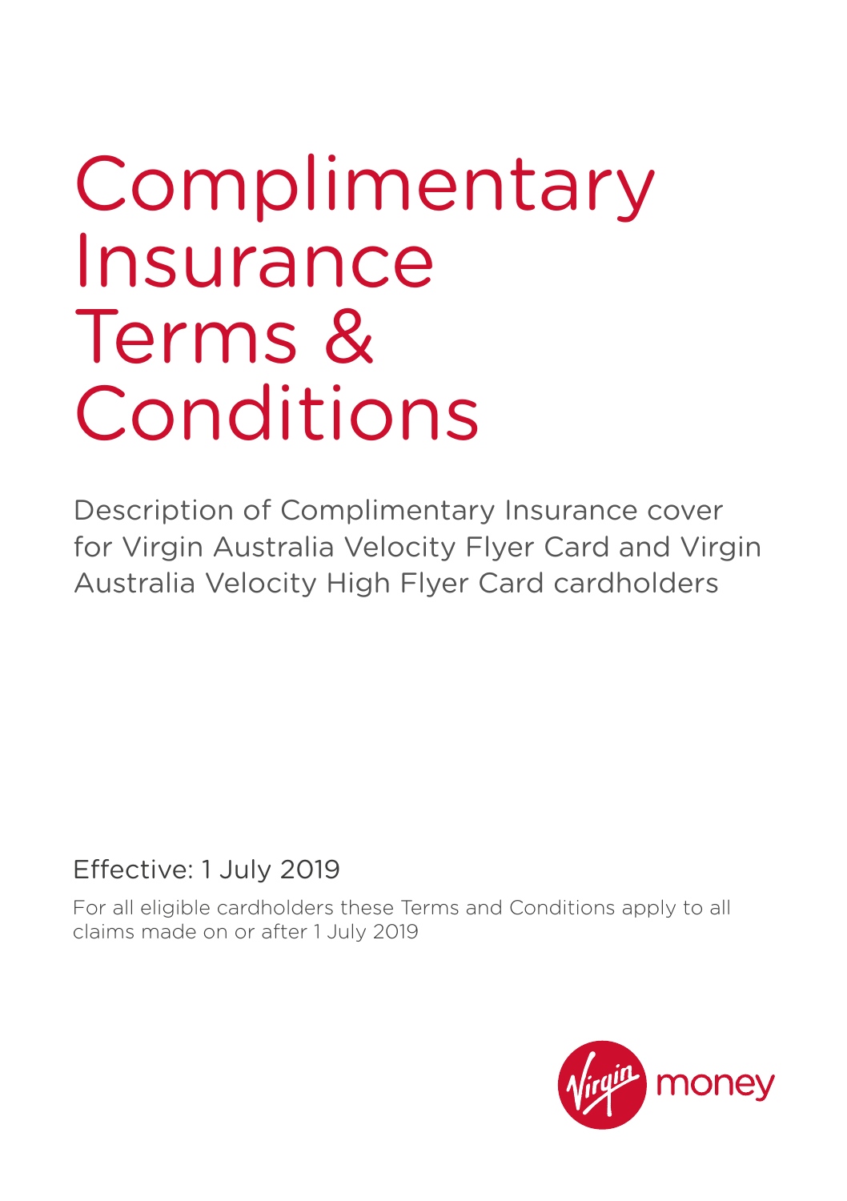# Complimentary Insurance Terms & Conditions

Description of Complimentary Insurance cover for Virgin Australia Velocity Flyer Card and Virgin Australia Velocity High Flyer Card cardholders

Effective: 1 July 2019

For all eligible cardholders these Terms and Conditions apply to all claims made on or after 1 July 2019

Virgin money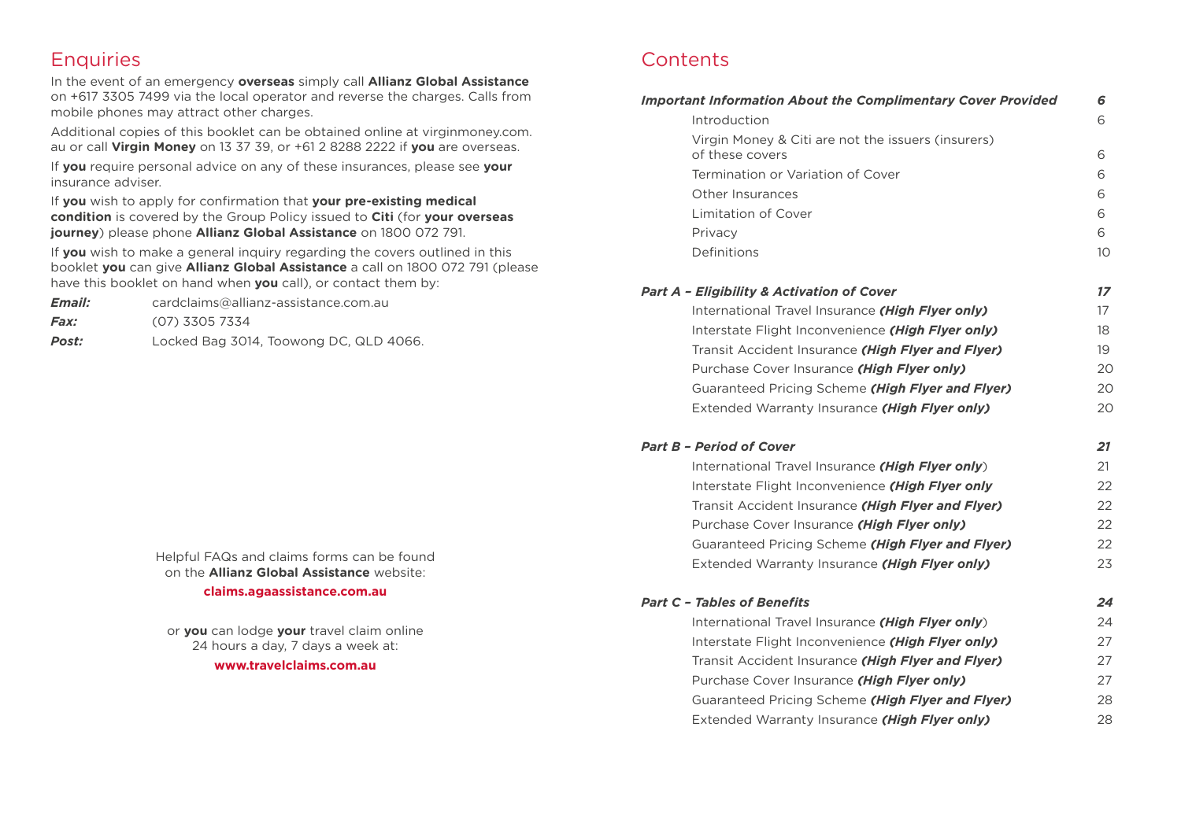# Enquiries

In the event of an emergency **overseas** simply call **Allianz Global Assistance** on +617 3305 7499 via the local operator and reverse the charges. Calls from mobile phones may attract other charges.

Additional copies of this booklet can be obtained online at virginmoney.com.au or call **Virgin Money** on 13 37 39, or +61 2 8288 2222 if **you** are overseas.

If **you** require personal advice on any of these insurances, please see **your** insurance adviser.

If **you** wish to apply for confirmation that **your pre-existing medical condition** is covered by the Group Policy issued to **Citi** (for **your overseas journey**) please phone **Allianz Global Assistance** on 1800 072 791.

If **you** wish to make a general inquiry regarding the covers outlined in this booklet **you** can give **Allianz Global Assistance** a call on 1800 072 791 (please have this booklet on hand when **you** call), or contact them by:

***Email:*** cardclaims@allianz-assistance.com.au

***Fax:*** (07) 3305 7334

***Post:*** Locked Bag 3014, Toowong DC, QLD 4066.

Helpful FAQs and claims forms can be found on the **Allianz Global Assistance** website:

**claims.agaassistance.com.au**

or **you** can lodge **your** travel claim online 24 hours a day, 7 days a week at:

**www.travelclaims.com.au**

# Contents

| | |
|---|---|
| ***Important Information About the Complimentary Cover Provided*** | ***6*** |
| Introduction | 6 |
| Virgin Money & Citi are not the issuers (insurers) of these covers | 6 |
| Termination or Variation of Cover | 6 |
| Other Insurances | 6 |
| Limitation of Cover | 6 |
| Privacy | 6 |
| Definitions | 10 |
| ***Part A – Eligibility & Activation of Cover*** | ***17*** |
| International Travel Insurance ***(High Flyer only)*** | 17 |
| Interstate Flight Inconvenience ***(High Flyer only)*** | 18 |
| Transit Accident Insurance ***(High Flyer and Flyer)*** | 19 |
| Purchase Cover Insurance ***(High Flyer only)*** | 20 |
| Guaranteed Pricing Scheme ***(High Flyer and Flyer)*** | 20 |
| Extended Warranty Insurance ***(High Flyer only)*** | 20 |
| ***Part B – Period of Cover*** | ***21*** |
| International Travel Insurance ***(High Flyer only***) | 21 |
| Interstate Flight Inconvenience ***(High Flyer only*** | 22 |
| Transit Accident Insurance ***(High Flyer and Flyer)*** | 22 |
| Purchase Cover Insurance ***(High Flyer only)*** | 22 |
| Guaranteed Pricing Scheme ***(High Flyer and Flyer)*** | 22 |
| Extended Warranty Insurance ***(High Flyer only)*** | 23 |
| ***Part C – Tables of Benefits*** | ***24*** |
| International Travel Insurance ***(High Flyer only***) | 24 |
| Interstate Flight Inconvenience ***(High Flyer only)*** | 27 |
| Transit Accident Insurance ***(High Flyer and Flyer)*** | 27 |
| Purchase Cover Insurance ***(High Flyer only)*** | 27 |
| Guaranteed Pricing Scheme ***(High Flyer and Flyer)*** | 28 |
| Extended Warranty Insurance ***(High Flyer only)*** | 28 |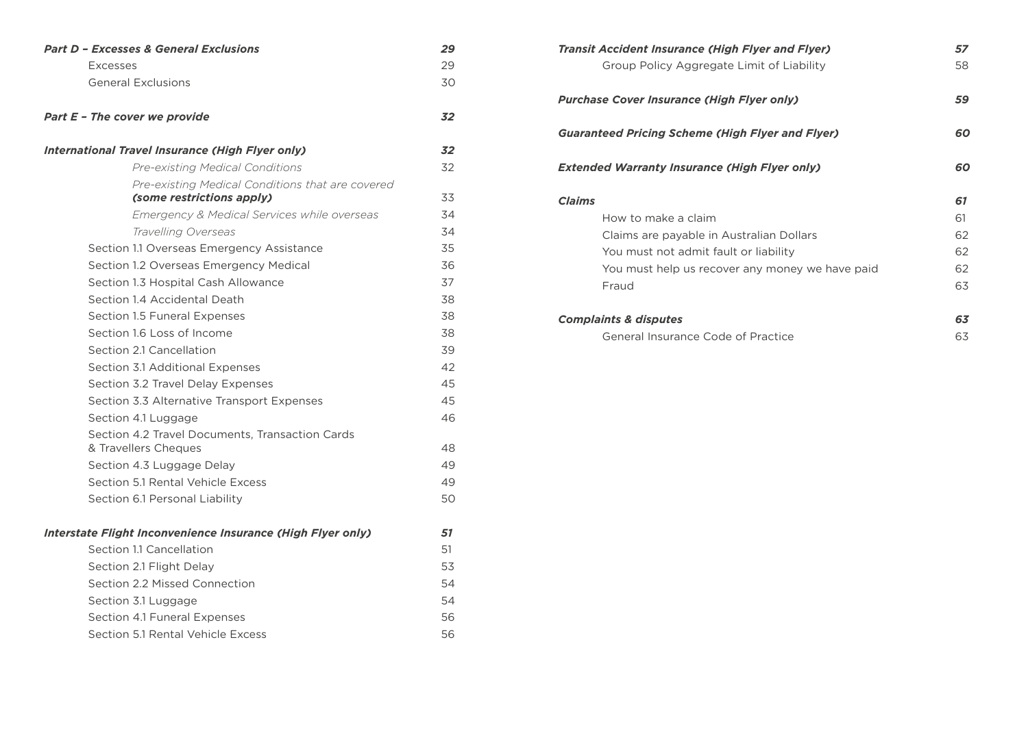| | |
|---|---|
| ***Part D – Excesses & General Exclusions*** | ***29*** |
| Excesses | 29 |
| General Exclusions | 30 |
| ***Part E – The cover we provide*** | ***32*** |
| ***International Travel Insurance (High Flyer only)*** | ***32*** |
| *Pre-existing Medical Conditions* | 32 |
| *Pre-existing Medical Conditions that are covered **(some restrictions apply)*** | 33 |
| *Emergency & Medical Services while overseas* | 34 |
| *Travelling Overseas* | 34 |
| Section 1.1 Overseas Emergency Assistance | 35 |
| Section 1.2 Overseas Emergency Medical | 36 |
| Section 1.3 Hospital Cash Allowance | 37 |
| Section 1.4 Accidental Death | 38 |
| Section 1.5 Funeral Expenses | 38 |
| Section 1.6 Loss of Income | 38 |
| Section 2.1 Cancellation | 39 |
| Section 3.1 Additional Expenses | 42 |
| Section 3.2 Travel Delay Expenses | 45 |
| Section 3.3 Alternative Transport Expenses | 45 |
| Section 4.1 Luggage | 46 |
| Section 4.2 Travel Documents, Transaction Cards & Travellers Cheques | 48 |
| Section 4.3 Luggage Delay | 49 |
| Section 5.1 Rental Vehicle Excess | 49 |
| Section 6.1 Personal Liability | 50 |
| ***Interstate Flight Inconvenience Insurance (High Flyer only)*** | ***51*** |
| Section 1.1 Cancellation | 51 |
| Section 2.1 Flight Delay | 53 |
| Section 2.2 Missed Connection | 54 |
| Section 3.1 Luggage | 54 |
| Section 4.1 Funeral Expenses | 56 |
| Section 5.1 Rental Vehicle Excess | 56 |
| ***Transit Accident Insurance (High Flyer and Flyer)*** | ***57*** |
| Group Policy Aggregate Limit of Liability | 58 |
| ***Purchase Cover Insurance (High Flyer only)*** | ***59*** |
| ***Guaranteed Pricing Scheme (High Flyer and Flyer)*** | ***60*** |
| ***Extended Warranty Insurance (High Flyer only)*** | ***60*** |
| ***Claims*** | ***61*** |
| How to make a claim | 61 |
| Claims are payable in Australian Dollars | 62 |
| You must not admit fault or liability | 62 |
| You must help us recover any money we have paid | 62 |
| Fraud | 63 |
| ***Complaints & disputes*** | ***63*** |
| General Insurance Code of Practice | 63 |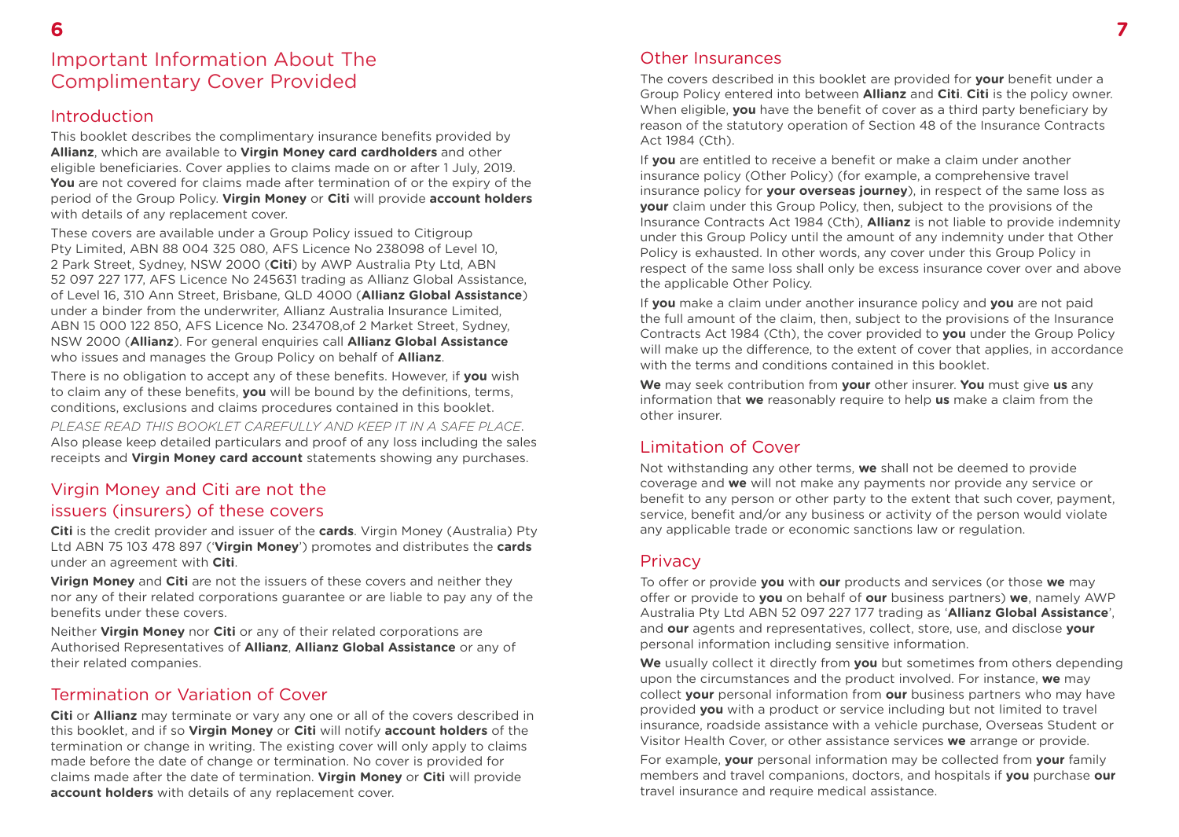# Important Information About The Complimentary Cover Provided

## Introduction

This booklet describes the complimentary insurance benefits provided by **Allianz**, which are available to **Virgin Money card cardholders** and other eligible beneficiaries. Cover applies to claims made on or after 1 July, 2019. **You** are not covered for claims made after termination of or the expiry of the period of the Group Policy. **Virgin Money** or **Citi** will provide **account holders** with details of any replacement cover.

These covers are available under a Group Policy issued to Citigroup Pty Limited, ABN 88 004 325 080, AFS Licence No 238098 of Level 10, 2 Park Street, Sydney, NSW 2000 (**Citi**) by AWP Australia Pty Ltd, ABN 52 097 227 177, AFS Licence No 245631 trading as Allianz Global Assistance, of Level 16, 310 Ann Street, Brisbane, QLD 4000 (**Allianz Global Assistance**) under a binder from the underwriter, Allianz Australia Insurance Limited, ABN 15 000 122 850, AFS Licence No. 234708,of 2 Market Street, Sydney, NSW 2000 (**Allianz**). For general enquiries call **Allianz Global Assistance** who issues and manages the Group Policy on behalf of **Allianz**.

There is no obligation to accept any of these benefits. However, if **you** wish to claim any of these benefits, **you** will be bound by the definitions, terms, conditions, exclusions and claims procedures contained in this booklet.

*PLEASE READ THIS BOOKLET CAREFULLY AND KEEP IT IN A SAFE PLACE*. Also please keep detailed particulars and proof of any loss including the sales receipts and **Virgin Money card account** statements showing any purchases.

## Virgin Money and Citi are not the issuers (insurers) of these covers

**Citi** is the credit provider and issuer of the **cards**. Virgin Money (Australia) Pty Ltd ABN 75 103 478 897 ('**Virgin Money**') promotes and distributes the **cards** under an agreement with **Citi**.

**Virign Money** and **Citi** are not the issuers of these covers and neither they nor any of their related corporations guarantee or are liable to pay any of the benefits under these covers.

Neither **Virgin Money** nor **Citi** or any of their related corporations are Authorised Representatives of **Allianz**, **Allianz Global Assistance** or any of their related companies.

## Termination or Variation of Cover

**Citi** or **Allianz** may terminate or vary any one or all of the covers described in this booklet, and if so **Virgin Money** or **Citi** will notify **account holders** of the termination or change in writing. The existing cover will only apply to claims made before the date of change or termination. No cover is provided for claims made after the date of termination. **Virgin Money** or **Citi** will provide **account holders** with details of any replacement cover.

## Other Insurances

The covers described in this booklet are provided for **your** benefit under a Group Policy entered into between **Allianz** and **Citi**. **Citi** is the policy owner. When eligible, **you** have the benefit of cover as a third party beneficiary by reason of the statutory operation of Section 48 of the Insurance Contracts Act 1984 (Cth).

If **you** are entitled to receive a benefit or make a claim under another insurance policy (Other Policy) (for example, a comprehensive travel insurance policy for **your overseas journey**), in respect of the same loss as **your** claim under this Group Policy, then, subject to the provisions of the Insurance Contracts Act 1984 (Cth), **Allianz** is not liable to provide indemnity under this Group Policy until the amount of any indemnity under that Other Policy is exhausted. In other words, any cover under this Group Policy in respect of the same loss shall only be excess insurance cover over and above the applicable Other Policy.

If **you** make a claim under another insurance policy and **you** are not paid the full amount of the claim, then, subject to the provisions of the Insurance Contracts Act 1984 (Cth), the cover provided to **you** under the Group Policy will make up the difference, to the extent of cover that applies, in accordance with the terms and conditions contained in this booklet.

**We** may seek contribution from **your** other insurer. **You** must give **us** any information that **we** reasonably require to help **us** make a claim from the other insurer.

## Limitation of Cover

Not withstanding any other terms, **we** shall not be deemed to provide coverage and **we** will not make any payments nor provide any service or benefit to any person or other party to the extent that such cover, payment, service, benefit and/or any business or activity of the person would violate any applicable trade or economic sanctions law or regulation.

## Privacy

To offer or provide **you** with **our** products and services (or those **we** may offer or provide to **you** on behalf of **our** business partners) **we**, namely AWP Australia Pty Ltd ABN 52 097 227 177 trading as '**Allianz Global Assistance**', and **our** agents and representatives, collect, store, use, and disclose **your** personal information including sensitive information.

**We** usually collect it directly from **you** but sometimes from others depending upon the circumstances and the product involved. For instance, **we** may collect **your** personal information from **our** business partners who may have provided **you** with a product or service including but not limited to travel insurance, roadside assistance with a vehicle purchase, Overseas Student or Visitor Health Cover, or other assistance services **we** arrange or provide.

For example, **your** personal information may be collected from **your** family members and travel companions, doctors, and hospitals if **you** purchase **our** travel insurance and require medical assistance.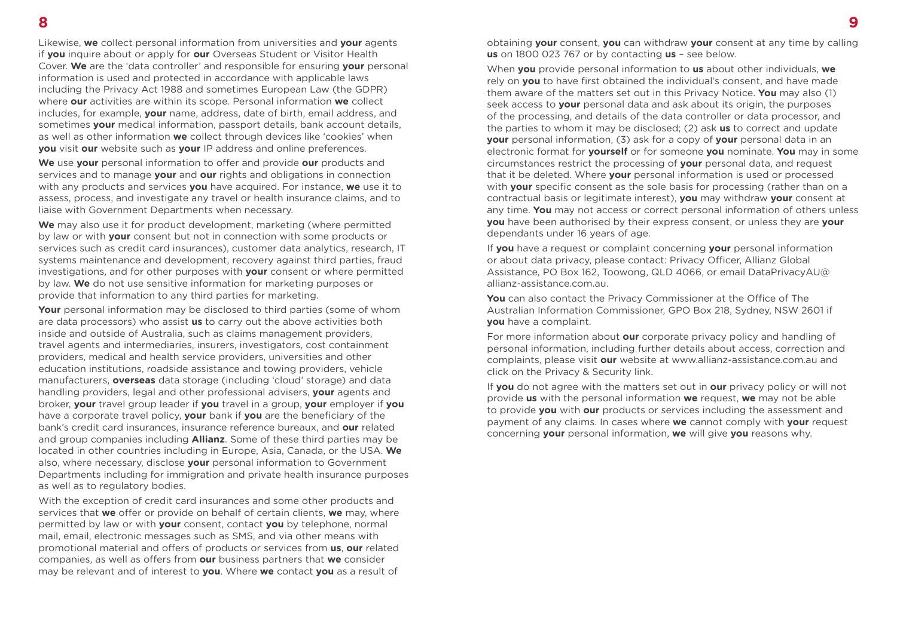Likewise, **we** collect personal information from universities and **your** agents if **you** inquire about or apply for **our** Overseas Student or Visitor Health Cover. **We** are the 'data controller' and responsible for ensuring **your** personal information is used and protected in accordance with applicable laws including the Privacy Act 1988 and sometimes European Law (the GDPR) where **our** activities are within its scope. Personal information **we** collect includes, for example, **your** name, address, date of birth, email address, and sometimes **your** medical information, passport details, bank account details, as well as other information **we** collect through devices like 'cookies' when **you** visit **our** website such as **your** IP address and online preferences.

**We** use **your** personal information to offer and provide **our** products and services and to manage **your** and **our** rights and obligations in connection with any products and services **you** have acquired. For instance, **we** use it to assess, process, and investigate any travel or health insurance claims, and to liaise with Government Departments when necessary.

**We** may also use it for product development, marketing (where permitted by law or with **your** consent but not in connection with some products or services such as credit card insurances), customer data analytics, research, IT systems maintenance and development, recovery against third parties, fraud investigations, and for other purposes with **your** consent or where permitted by law. **We** do not use sensitive information for marketing purposes or provide that information to any third parties for marketing.

**Your** personal information may be disclosed to third parties (some of whom are data processors) who assist **us** to carry out the above activities both inside and outside of Australia, such as claims management providers, travel agents and intermediaries, insurers, investigators, cost containment providers, medical and health service providers, universities and other education institutions, roadside assistance and towing providers, vehicle manufacturers, **overseas** data storage (including 'cloud' storage) and data handling providers, legal and other professional advisers, **your** agents and broker, **your** travel group leader if **you** travel in a group, **your** employer if **you** have a corporate travel policy, **your** bank if **you** are the beneficiary of the bank's credit card insurances, insurance reference bureaux, and **our** related and group companies including **Allianz**. Some of these third parties may be located in other countries including in Europe, Asia, Canada, or the USA. **We** also, where necessary, disclose **your** personal information to Government Departments including for immigration and private health insurance purposes as well as to regulatory bodies.

With the exception of credit card insurances and some other products and services that **we** offer or provide on behalf of certain clients, **we** may, where permitted by law or with **your** consent, contact **you** by telephone, normal mail, email, electronic messages such as SMS, and via other means with promotional material and offers of products or services from **us**, **our** related companies, as well as offers from **our** business partners that **we** consider may be relevant and of interest to **you**. Where **we** contact **you** as a result of obtaining **your** consent, **you** can withdraw **your** consent at any time by calling **us** on 1800 023 767 or by contacting **us** – see below.

When **you** provide personal information to **us** about other individuals, **we** rely on **you** to have first obtained the individual's consent, and have made them aware of the matters set out in this Privacy Notice. **You** may also (1) seek access to **your** personal data and ask about its origin, the purposes of the processing, and details of the data controller or data processor, and the parties to whom it may be disclosed; (2) ask **us** to correct and update **your** personal information, (3) ask for a copy of **your** personal data in an electronic format for **yourself** or for someone **you** nominate. **You** may in some circumstances restrict the processing of **your** personal data, and request that it be deleted. Where **your** personal information is used or processed with **your** specific consent as the sole basis for processing (rather than on a contractual basis or legitimate interest), **you** may withdraw **your** consent at any time. **You** may not access or correct personal information of others unless **you** have been authorised by their express consent, or unless they are **your** dependants under 16 years of age.

If **you** have a request or complaint concerning **your** personal information or about data privacy, please contact: Privacy Officer, Allianz Global Assistance, PO Box 162, Toowong, QLD 4066, or email DataPrivacyAU@allianz-assistance.com.au.

**You** can also contact the Privacy Commissioner at the Office of The Australian Information Commissioner, GPO Box 218, Sydney, NSW 2601 if **you** have a complaint.

For more information about **our** corporate privacy policy and handling of personal information, including further details about access, correction and complaints, please visit **our** website at www.allianz-assistance.com.au and click on the Privacy & Security link.

If **you** do not agree with the matters set out in **our** privacy policy or will not provide **us** with the personal information **we** request, **we** may not be able to provide **you** with **our** products or services including the assessment and payment of any claims. In cases where **we** cannot comply with **your** request concerning **your** personal information, **we** will give **you** reasons why.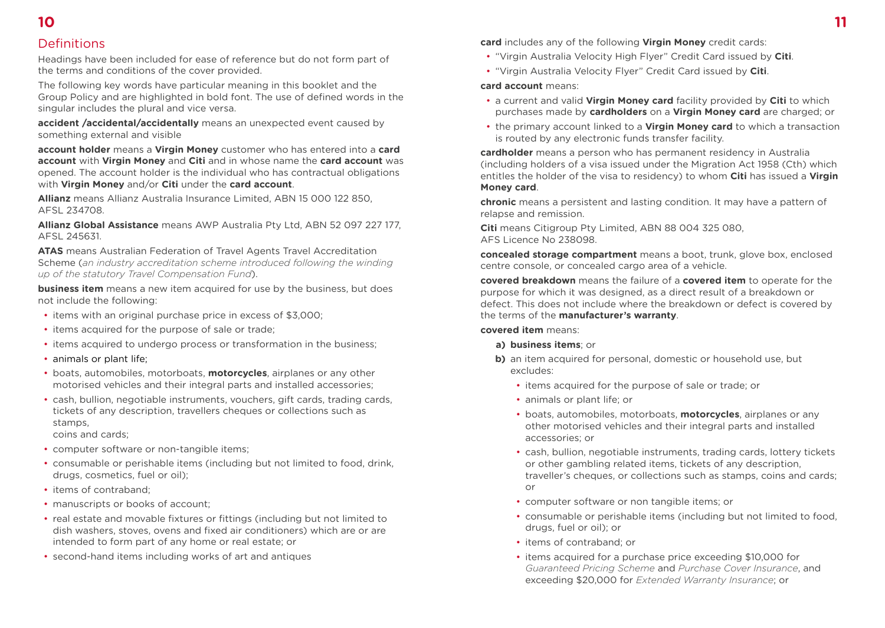## Definitions

Headings have been included for ease of reference but do not form part of the terms and conditions of the cover provided.

The following key words have particular meaning in this booklet and the Group Policy and are highlighted in bold font. The use of defined words in the singular includes the plural and vice versa.

**accident /accidental/accidentally** means an unexpected event caused by something external and visible

**account holder** means a **Virgin Money** customer who has entered into a **card account** with **Virgin Money** and **Citi** and in whose name the **card account** was opened. The account holder is the individual who has contractual obligations with **Virgin Money** and/or **Citi** under the **card account**.

**Allianz** means Allianz Australia Insurance Limited, ABN 15 000 122 850, AFSL 234708.

**Allianz Global Assistance** means AWP Australia Pty Ltd, ABN 52 097 227 177, AFSL 245631.

**ATAS** means Australian Federation of Travel Agents Travel Accreditation Scheme (*an industry accreditation scheme introduced following the winding up of the statutory Travel Compensation Fund*).

**business item** means a new item acquired for use by the business, but does not include the following:

- items with an original purchase price in excess of $3,000;
- items acquired for the purpose of sale or trade;
- items acquired to undergo process or transformation in the business;
- animals or plant life;
- boats, automobiles, motorboats, **motorcycles**, airplanes or any other motorised vehicles and their integral parts and installed accessories;
- cash, bullion, negotiable instruments, vouchers, gift cards, trading cards, tickets of any description, travellers cheques or collections such as stamps,
  coins and cards;
- computer software or non-tangible items;
- consumable or perishable items (including but not limited to food, drink, drugs, cosmetics, fuel or oil);
- items of contraband;
- manuscripts or books of account;
- real estate and movable fixtures or fittings (including but not limited to dish washers, stoves, ovens and fixed air conditioners) which are or are intended to form part of any home or real estate; or
- second-hand items including works of art and antiques

**card** includes any of the following **Virgin Money** credit cards:

- "Virgin Australia Velocity High Flyer" Credit Card issued by **Citi**.
- "Virgin Australia Velocity Flyer" Credit Card issued by **Citi**.

**card account** means:

- a current and valid **Virgin Money card** facility provided by **Citi** to which purchases made by **cardholders** on a **Virgin Money card** are charged; or
- the primary account linked to a **Virgin Money card** to which a transaction is routed by any electronic funds transfer facility.

**cardholder** means a person who has permanent residency in Australia (including holders of a visa issued under the Migration Act 1958 (Cth) which entitles the holder of the visa to residency) to whom **Citi** has issued a **Virgin Money card**.

**chronic** means a persistent and lasting condition. It may have a pattern of relapse and remission.

**Citi** means Citigroup Pty Limited, ABN 88 004 325 080, AFS Licence No 238098.

**concealed storage compartment** means a boot, trunk, glove box, enclosed centre console, or concealed cargo area of a vehicle.

**covered breakdown** means the failure of a **covered item** to operate for the purpose for which it was designed, as a direct result of a breakdown or defect. This does not include where the breakdown or defect is covered by the terms of the **manufacturer's warranty**.

**covered item** means:

**a)** **business items**; or

**b)** an item acquired for personal, domestic or household use, but excludes:

- items acquired for the purpose of sale or trade; or
- animals or plant life; or
- boats, automobiles, motorboats, **motorcycles**, airplanes or any other motorised vehicles and their integral parts and installed accessories; or
- cash, bullion, negotiable instruments, trading cards, lottery tickets or other gambling related items, tickets of any description, traveller's cheques, or collections such as stamps, coins and cards; or
- computer software or non tangible items; or
- consumable or perishable items (including but not limited to food, drugs, fuel or oil); or
- items of contraband; or
- items acquired for a purchase price exceeding $10,000 for *Guaranteed Pricing Scheme* and *Purchase Cover Insurance*, and exceeding $20,000 for *Extended Warranty Insurance*; or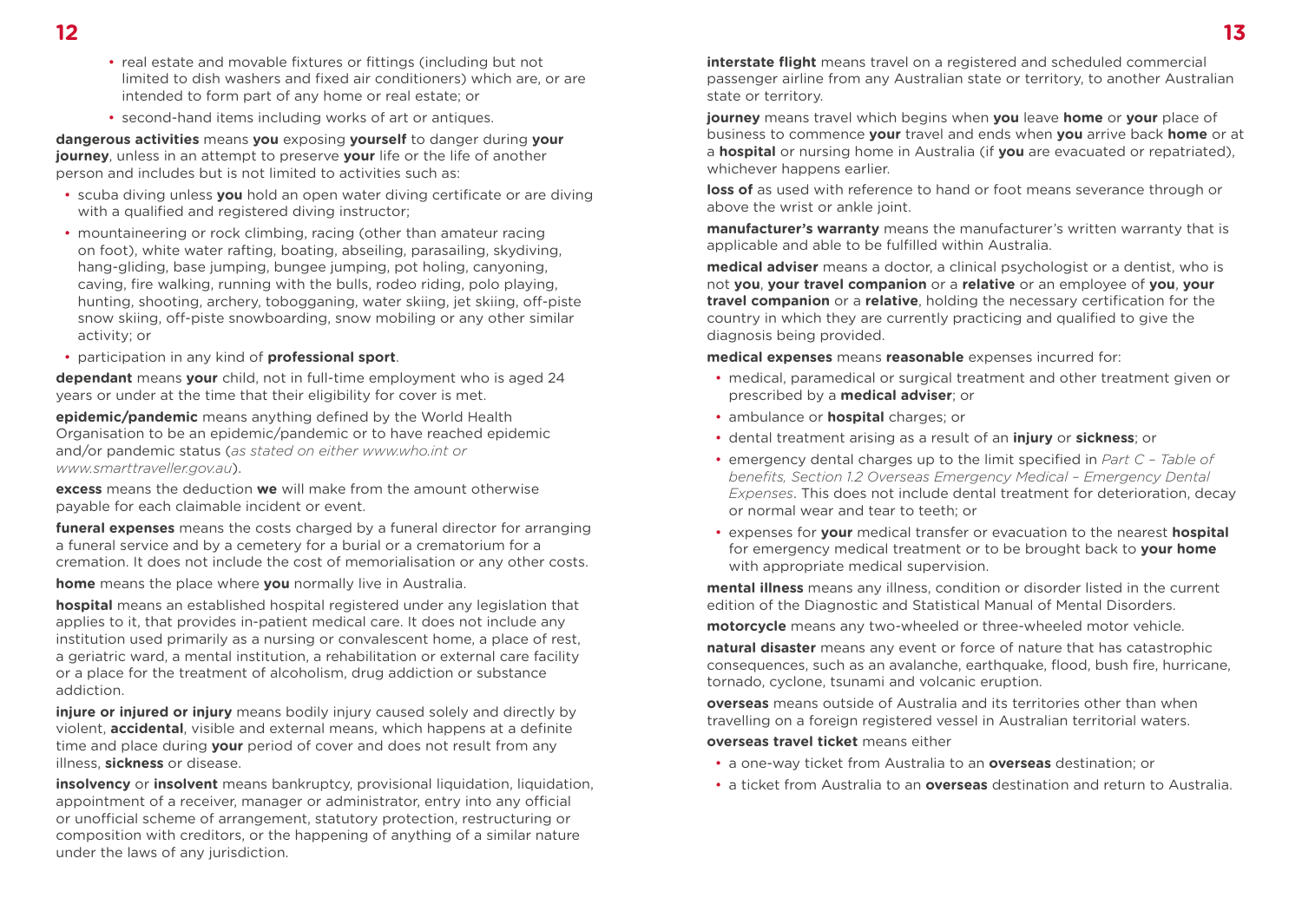- real estate and movable fixtures or fittings (including but not limited to dish washers and fixed air conditioners) which are, or are intended to form part of any home or real estate; or
- second-hand items including works of art or antiques.

**dangerous activities** means **you** exposing **yourself** to danger during **your journey**, unless in an attempt to preserve **your** life or the life of another person and includes but is not limited to activities such as:

- scuba diving unless **you** hold an open water diving certificate or are diving with a qualified and registered diving instructor;
- mountaineering or rock climbing, racing (other than amateur racing on foot), white water rafting, boating, abseiling, parasailing, skydiving, hang-gliding, base jumping, bungee jumping, pot holing, canyoning, caving, fire walking, running with the bulls, rodeo riding, polo playing, hunting, shooting, archery, tobogganing, water skiing, jet skiing, off-piste snow skiing, off-piste snowboarding, snow mobiling or any other similar activity; or
- participation in any kind of **professional sport**.

**dependant** means **your** child, not in full-time employment who is aged 24 years or under at the time that their eligibility for cover is met.

**epidemic/pandemic** means anything defined by the World Health Organisation to be an epidemic/pandemic or to have reached epidemic and/or pandemic status (*as stated on either www.who.int or www.smarttraveller.gov.au*).

**excess** means the deduction **we** will make from the amount otherwise payable for each claimable incident or event.

**funeral expenses** means the costs charged by a funeral director for arranging a funeral service and by a cemetery for a burial or a crematorium for a cremation. It does not include the cost of memorialisation or any other costs.

**home** means the place where **you** normally live in Australia.

**hospital** means an established hospital registered under any legislation that applies to it, that provides in-patient medical care. It does not include any institution used primarily as a nursing or convalescent home, a place of rest, a geriatric ward, a mental institution, a rehabilitation or external care facility or a place for the treatment of alcoholism, drug addiction or substance addiction.

**injure or injured or injury** means bodily injury caused solely and directly by violent, **accidental**, visible and external means, which happens at a definite time and place during **your** period of cover and does not result from any illness, **sickness** or disease.

**insolvency** or **insolvent** means bankruptcy, provisional liquidation, liquidation, appointment of a receiver, manager or administrator, entry into any official or unofficial scheme of arrangement, statutory protection, restructuring or composition with creditors, or the happening of anything of a similar nature under the laws of any jurisdiction.

**interstate flight** means travel on a registered and scheduled commercial passenger airline from any Australian state or territory, to another Australian state or territory.

**journey** means travel which begins when **you** leave **home** or **your** place of business to commence **your** travel and ends when **you** arrive back **home** or at a **hospital** or nursing home in Australia (if **you** are evacuated or repatriated), whichever happens earlier.

**loss of** as used with reference to hand or foot means severance through or above the wrist or ankle joint.

**manufacturer's warranty** means the manufacturer's written warranty that is applicable and able to be fulfilled within Australia.

**medical adviser** means a doctor, a clinical psychologist or a dentist, who is not **you**, **your travel companion** or a **relative** or an employee of **you**, **your travel companion** or a **relative**, holding the necessary certification for the country in which they are currently practicing and qualified to give the diagnosis being provided.

**medical expenses** means **reasonable** expenses incurred for:

- medical, paramedical or surgical treatment and other treatment given or prescribed by a **medical adviser**; or
- ambulance or **hospital** charges; or
- dental treatment arising as a result of an **injury** or **sickness**; or
- emergency dental charges up to the limit specified in *Part C – Table of benefits, Section 1.2 Overseas Emergency Medical – Emergency Dental Expenses*. This does not include dental treatment for deterioration, decay or normal wear and tear to teeth; or
- expenses for **your** medical transfer or evacuation to the nearest **hospital** for emergency medical treatment or to be brought back to **your home** with appropriate medical supervision.

**mental illness** means any illness, condition or disorder listed in the current edition of the Diagnostic and Statistical Manual of Mental Disorders.

**motorcycle** means any two-wheeled or three-wheeled motor vehicle.

**natural disaster** means any event or force of nature that has catastrophic consequences, such as an avalanche, earthquake, flood, bush fire, hurricane, tornado, cyclone, tsunami and volcanic eruption.

**overseas** means outside of Australia and its territories other than when travelling on a foreign registered vessel in Australian territorial waters.

**overseas travel ticket** means either

- a one-way ticket from Australia to an **overseas** destination; or
- a ticket from Australia to an **overseas** destination and return to Australia.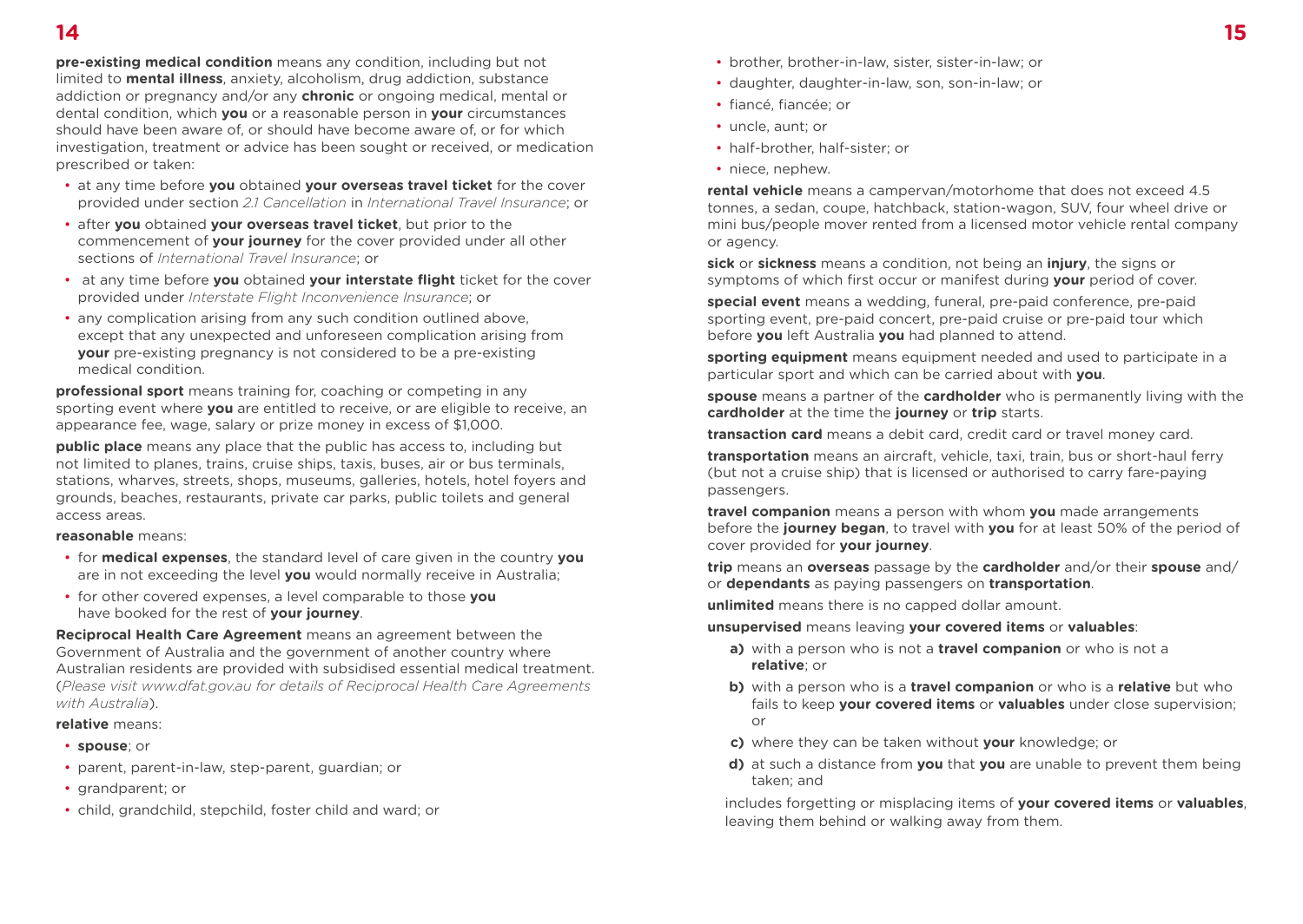**pre-existing medical condition** means any condition, including but not limited to **mental illness**, anxiety, alcoholism, drug addiction, substance addiction or pregnancy and/or any **chronic** or ongoing medical, mental or dental condition, which **you** or a reasonable person in **your** circumstances should have been aware of, or should have become aware of, or for which investigation, treatment or advice has been sought or received, or medication prescribed or taken:

- at any time before **you** obtained **your overseas travel ticket** for the cover provided under section *2.1 Cancellation* in *International Travel Insurance*; or
- after **you** obtained **your overseas travel ticket**, but prior to the commencement of **your journey** for the cover provided under all other sections of *International Travel Insurance*; or
- at any time before **you** obtained **your interstate flight** ticket for the cover provided under *Interstate Flight Inconvenience Insurance*; or
- any complication arising from any such condition outlined above, except that any unexpected and unforeseen complication arising from **your** pre-existing pregnancy is not considered to be a pre-existing medical condition.

**professional sport** means training for, coaching or competing in any sporting event where **you** are entitled to receive, or are eligible to receive, an appearance fee, wage, salary or prize money in excess of $1,000.

**public place** means any place that the public has access to, including but not limited to planes, trains, cruise ships, taxis, buses, air or bus terminals, stations, wharves, streets, shops, museums, galleries, hotels, hotel foyers and grounds, beaches, restaurants, private car parks, public toilets and general access areas.

**reasonable** means:

- for **medical expenses**, the standard level of care given in the country **you** are in not exceeding the level **you** would normally receive in Australia;
- for other covered expenses, a level comparable to those **you** have booked for the rest of **your journey**.

**Reciprocal Health Care Agreement** means an agreement between the Government of Australia and the government of another country where Australian residents are provided with subsidised essential medical treatment. (*Please visit www.dfat.gov.au for details of Reciprocal Health Care Agreements with Australia*).

**relative** means:

- **spouse**; or
- parent, parent-in-law, step-parent, guardian; or
- grandparent; or
- child, grandchild, stepchild, foster child and ward; or
- brother, brother-in-law, sister, sister-in-law; or
- daughter, daughter-in-law, son, son-in-law; or
- fiancé, fiancée; or
- uncle, aunt; or
- half-brother, half-sister; or
- niece, nephew.

**rental vehicle** means a campervan/motorhome that does not exceed 4.5 tonnes, a sedan, coupe, hatchback, station-wagon, SUV, four wheel drive or mini bus/people mover rented from a licensed motor vehicle rental company or agency.

**sick** or **sickness** means a condition, not being an **injury**, the signs or symptoms of which first occur or manifest during **your** period of cover.

**special event** means a wedding, funeral, pre-paid conference, pre-paid sporting event, pre-paid concert, pre-paid cruise or pre-paid tour which before **you** left Australia **you** had planned to attend.

**sporting equipment** means equipment needed and used to participate in a particular sport and which can be carried about with **you**.

**spouse** means a partner of the **cardholder** who is permanently living with the **cardholder** at the time the **journey** or **trip** starts.

**transaction card** means a debit card, credit card or travel money card.

**transportation** means an aircraft, vehicle, taxi, train, bus or short-haul ferry (but not a cruise ship) that is licensed or authorised to carry fare-paying passengers.

**travel companion** means a person with whom **you** made arrangements before the **journey began**, to travel with **you** for at least 50% of the period of cover provided for **your journey**.

**trip** means an **overseas** passage by the **cardholder** and/or their **spouse** and/or **dependants** as paying passengers on **transportation**.

**unlimited** means there is no capped dollar amount.

**unsupervised** means leaving **your covered items** or **valuables**:

**a)** with a person who is not a **travel companion** or who is not a **relative**; or

**b)** with a person who is a **travel companion** or who is a **relative** but who fails to keep **your covered items** or **valuables** under close supervision; or

**c)** where they can be taken without **your** knowledge; or

**d)** at such a distance from **you** that **you** are unable to prevent them being taken; and

includes forgetting or misplacing items of **your covered items** or **valuables**, leaving them behind or walking away from them.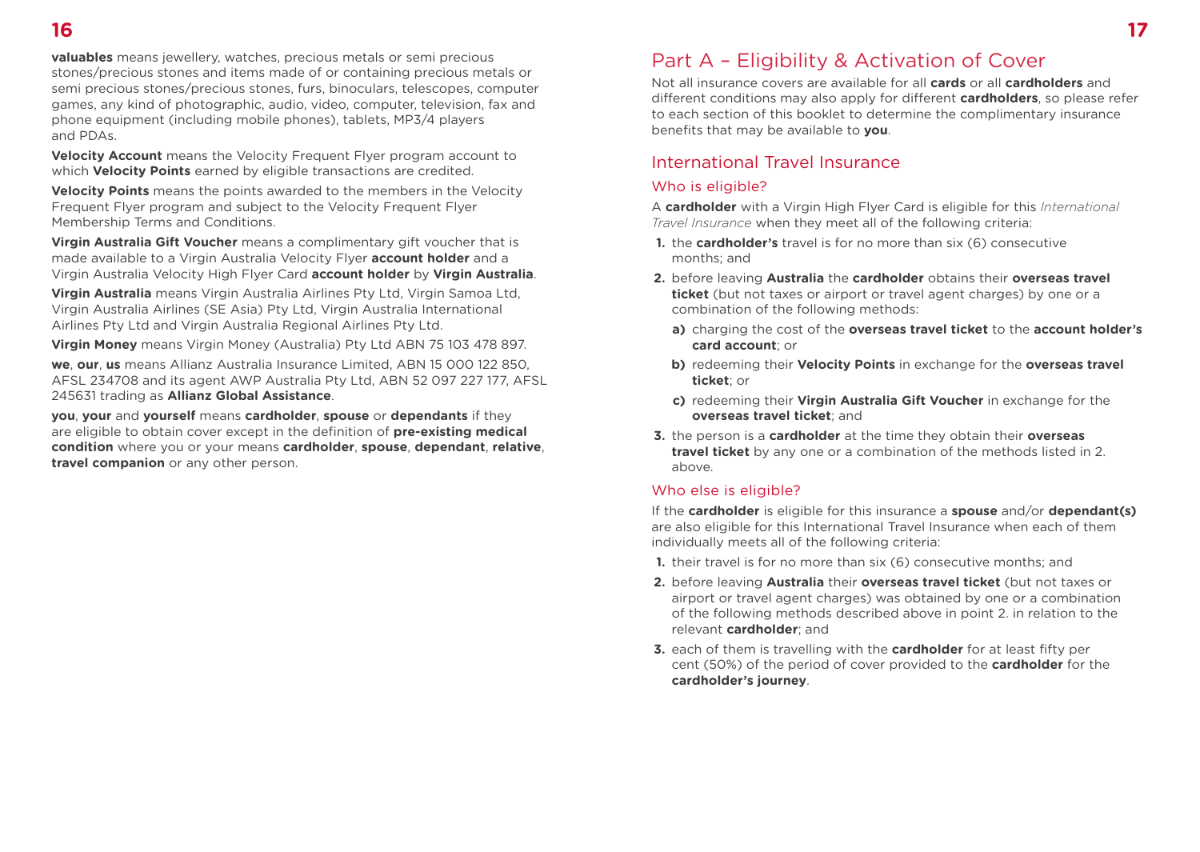**valuables** means jewellery, watches, precious metals or semi precious stones/precious stones and items made of or containing precious metals or semi precious stones/precious stones, furs, binoculars, telescopes, computer games, any kind of photographic, audio, video, computer, television, fax and phone equipment (including mobile phones), tablets, MP3/4 players and PDAs.

**Velocity Account** means the Velocity Frequent Flyer program account to which **Velocity Points** earned by eligible transactions are credited.

**Velocity Points** means the points awarded to the members in the Velocity Frequent Flyer program and subject to the Velocity Frequent Flyer Membership Terms and Conditions.

**Virgin Australia Gift Voucher** means a complimentary gift voucher that is made available to a Virgin Australia Velocity Flyer **account holder** and a Virgin Australia Velocity High Flyer Card **account holder** by **Virgin Australia**.

**Virgin Australia** means Virgin Australia Airlines Pty Ltd, Virgin Samoa Ltd, Virgin Australia Airlines (SE Asia) Pty Ltd, Virgin Australia International Airlines Pty Ltd and Virgin Australia Regional Airlines Pty Ltd.

**Virgin Money** means Virgin Money (Australia) Pty Ltd ABN 75 103 478 897.

**we**, **our**, **us** means Allianz Australia Insurance Limited, ABN 15 000 122 850, AFSL 234708 and its agent AWP Australia Pty Ltd, ABN 52 097 227 177, AFSL 245631 trading as **Allianz Global Assistance**.

**you**, **your** and **yourself** means **cardholder**, **spouse** or **dependants** if they are eligible to obtain cover except in the definition of **pre-existing medical condition** where you or your means **cardholder**, **spouse**, **dependant**, **relative**, **travel companion** or any other person.

# Part A – Eligibility & Activation of Cover

Not all insurance covers are available for all **cards** or all **cardholders** and different conditions may also apply for different **cardholders**, so please refer to each section of this booklet to determine the complimentary insurance benefits that may be available to **you**.

## International Travel Insurance

### Who is eligible?

A **cardholder** with a Virgin High Flyer Card is eligible for this *International Travel Insurance* when they meet all of the following criteria:

1. the **cardholder's** travel is for no more than six (6) consecutive months; and
2. before leaving **Australia** the **cardholder** obtains their **overseas travel ticket** (but not taxes or airport or travel agent charges) by one or a combination of the following methods:
   - **a)** charging the cost of the **overseas travel ticket** to the **account holder's card account**; or
   - **b)** redeeming their **Velocity Points** in exchange for the **overseas travel ticket**; or
   - **c)** redeeming their **Virgin Australia Gift Voucher** in exchange for the **overseas travel ticket**; and
3. the person is a **cardholder** at the time they obtain their **overseas travel ticket** by any one or a combination of the methods listed in 2. above.

### Who else is eligible?

If the **cardholder** is eligible for this insurance a **spouse** and/or **dependant(s)** are also eligible for this International Travel Insurance when each of them individually meets all of the following criteria:

1. their travel is for no more than six (6) consecutive months; and
2. before leaving **Australia** their **overseas travel ticket** (but not taxes or airport or travel agent charges) was obtained by one or a combination of the following methods described above in point 2. in relation to the relevant **cardholder**; and
3. each of them is travelling with the **cardholder** for at least fifty per cent (50%) of the period of cover provided to the **cardholder** for the **cardholder's journey**.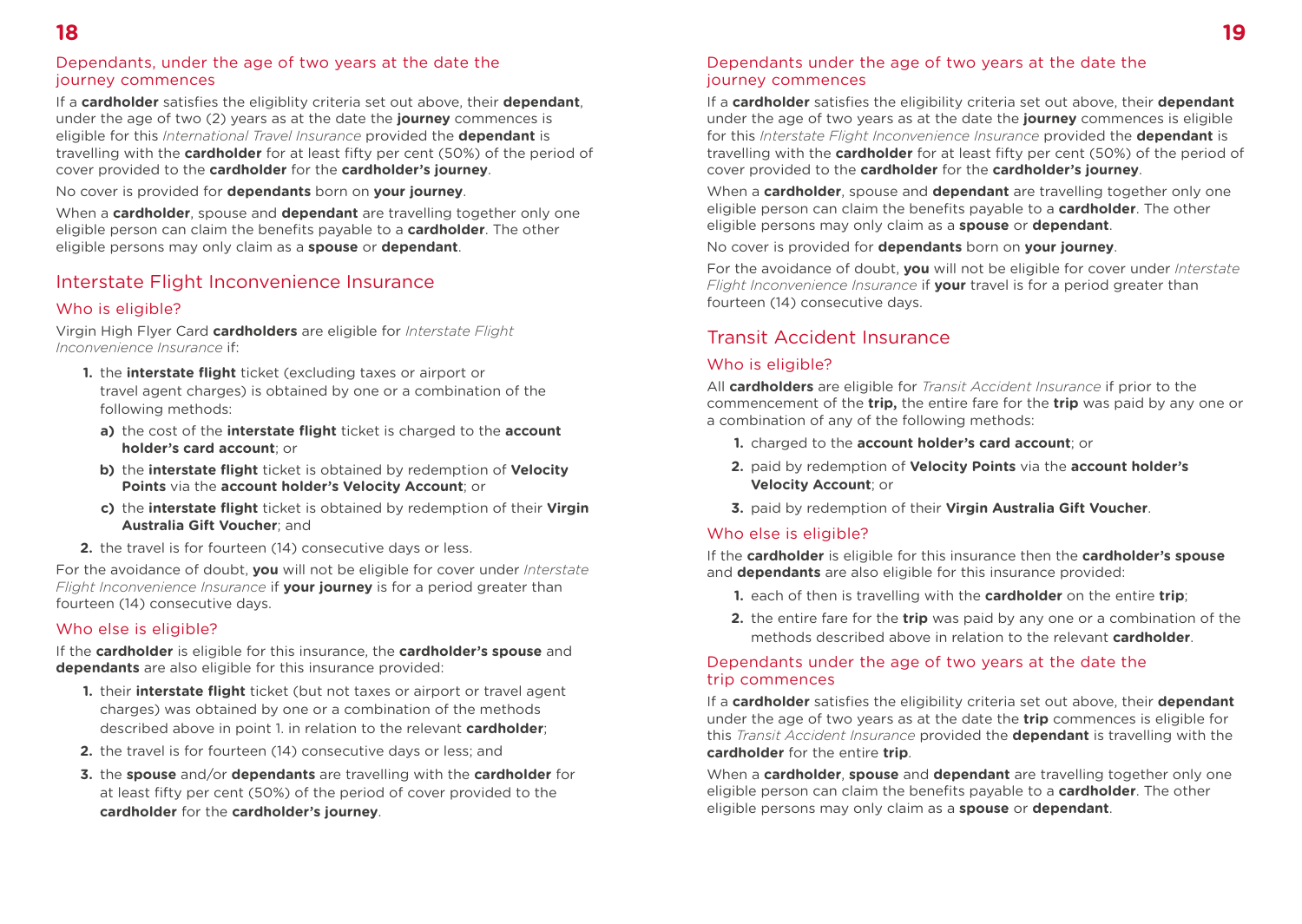### Dependants, under the age of two years at the date the journey commences

If a **cardholder** satisfies the eligiblity criteria set out above, their **dependant**, under the age of two (2) years as at the date the **journey** commences is eligible for this *International Travel Insurance* provided the **dependant** is travelling with the **cardholder** for at least fifty per cent (50%) of the period of cover provided to the **cardholder** for the **cardholder's journey**.

No cover is provided for **dependants** born on **your journey**.

When a **cardholder**, spouse and **dependant** are travelling together only one eligible person can claim the benefits payable to a **cardholder**. The other eligible persons may only claim as a **spouse** or **dependant**.

## Interstate Flight Inconvenience Insurance

### Who is eligible?

Virgin High Flyer Card **cardholders** are eligible for *Interstate Flight Inconvenience Insurance* if:

1. the **interstate flight** ticket (excluding taxes or airport or travel agent charges) is obtained by one or a combination of the following methods:
   a) the cost of the **interstate flight** ticket is charged to the **account holder's card account**; or
   b) the **interstate flight** ticket is obtained by redemption of **Velocity Points** via the **account holder's Velocity Account**; or
   c) the **interstate flight** ticket is obtained by redemption of their **Virgin Australia Gift Voucher**; and
2. the travel is for fourteen (14) consecutive days or less.

For the avoidance of doubt, **you** will not be eligible for cover under *Interstate Flight Inconvenience Insurance* if **your journey** is for a period greater than fourteen (14) consecutive days.

### Who else is eligible?

If the **cardholder** is eligible for this insurance, the **cardholder's spouse** and **dependants** are also eligible for this insurance provided:

1. their **interstate flight** ticket (but not taxes or airport or travel agent charges) was obtained by one or a combination of the methods described above in point 1. in relation to the relevant **cardholder**;
2. the travel is for fourteen (14) consecutive days or less; and
3. the **spouse** and/or **dependants** are travelling with the **cardholder** for at least fifty per cent (50%) of the period of cover provided to the **cardholder** for the **cardholder's journey**.

### Dependants under the age of two years at the date the journey commences

If a **cardholder** satisfies the eligibility criteria set out above, their **dependant** under the age of two years as at the date the **journey** commences is eligible for this *Interstate Flight Inconvenience Insurance* provided the **dependant** is travelling with the **cardholder** for at least fifty per cent (50%) of the period of cover provided to the **cardholder** for the **cardholder's journey**.

When a **cardholder**, spouse and **dependant** are travelling together only one eligible person can claim the benefits payable to a **cardholder**. The other eligible persons may only claim as a **spouse** or **dependant**.

No cover is provided for **dependants** born on **your journey**.

For the avoidance of doubt, **you** will not be eligible for cover under *Interstate Flight Inconvenience Insurance* if **your** travel is for a period greater than fourteen (14) consecutive days.

## Transit Accident Insurance

### Who is eligible?

All **cardholders** are eligible for *Transit Accident Insurance* if prior to the commencement of the **trip,** the entire fare for the **trip** was paid by any one or a combination of any of the following methods:

1. charged to the **account holder's card account**; or
2. paid by redemption of **Velocity Points** via the **account holder's Velocity Account**; or
3. paid by redemption of their **Virgin Australia Gift Voucher**.

### Who else is eligible?

If the **cardholder** is eligible for this insurance then the **cardholder's spouse** and **dependants** are also eligible for this insurance provided:

1. each of then is travelling with the **cardholder** on the entire **trip**;
2. the entire fare for the **trip** was paid by any one or a combination of the methods described above in relation to the relevant **cardholder**.

### Dependants under the age of two years at the date the trip commences

If a **cardholder** satisfies the eligibility criteria set out above, their **dependant** under the age of two years as at the date the **trip** commences is eligible for this *Transit Accident Insurance* provided the **dependant** is travelling with the **cardholder** for the entire **trip**.

When a **cardholder**, **spouse** and **dependant** are travelling together only one eligible person can claim the benefits payable to a **cardholder**. The other eligible persons may only claim as a **spouse** or **dependant**.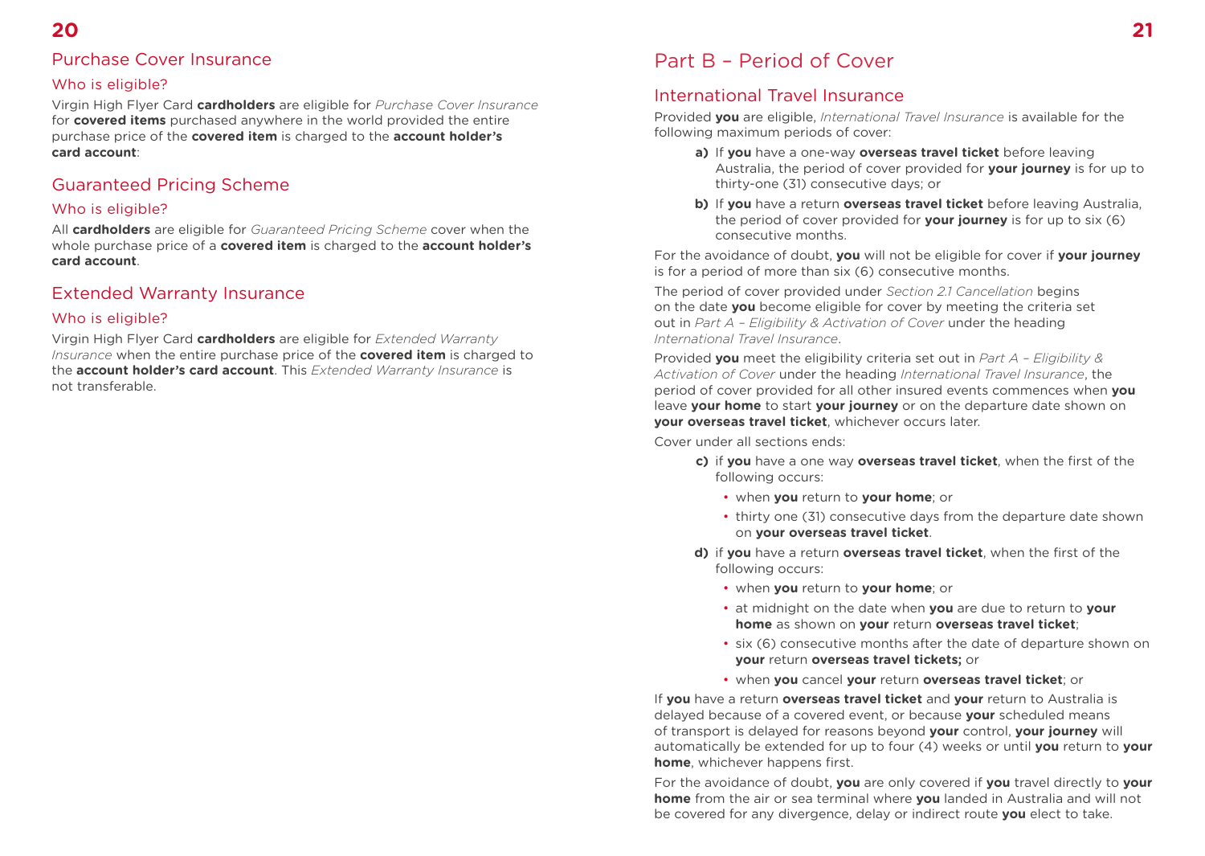## Purchase Cover Insurance

### Who is eligible?

Virgin High Flyer Card **cardholders** are eligible for *Purchase Cover Insurance* for **covered items** purchased anywhere in the world provided the entire purchase price of the **covered item** is charged to the **account holder's card account**:

## Guaranteed Pricing Scheme

### Who is eligible?

All **cardholders** are eligible for *Guaranteed Pricing Scheme* cover when the whole purchase price of a **covered item** is charged to the **account holder's card account**.

## Extended Warranty Insurance

### Who is eligible?

Virgin High Flyer Card **cardholders** are eligible for *Extended Warranty Insurance* when the entire purchase price of the **covered item** is charged to the **account holder's card account**. This *Extended Warranty Insurance* is not transferable.

# Part B – Period of Cover

## International Travel Insurance

Provided **you** are eligible, *International Travel Insurance* is available for the following maximum periods of cover:

**a)** If **you** have a one-way **overseas travel ticket** before leaving Australia, the period of cover provided for **your journey** is for up to thirty-one (31) consecutive days; or

**b)** If **you** have a return **overseas travel ticket** before leaving Australia, the period of cover provided for **your journey** is for up to six (6) consecutive months.

For the avoidance of doubt, **you** will not be eligible for cover if **your journey** is for a period of more than six (6) consecutive months.

The period of cover provided under *Section 2.1 Cancellation* begins on the date **you** become eligible for cover by meeting the criteria set out in *Part A – Eligibility & Activation of Cover* under the heading *International Travel Insurance*.

Provided **you** meet the eligibility criteria set out in *Part A – Eligibility & Activation of Cover* under the heading *International Travel Insurance*, the period of cover provided for all other insured events commences when **you** leave **your home** to start **your journey** or on the departure date shown on **your overseas travel ticket**, whichever occurs later.

Cover under all sections ends:

**c)** if **you** have a one way **overseas travel ticket**, when the first of the following occurs:

- when **you** return to **your home**; or
- thirty one (31) consecutive days from the departure date shown on **your overseas travel ticket**.

**d)** if **you** have a return **overseas travel ticket**, when the first of the following occurs:

- when **you** return to **your home**; or
- at midnight on the date when **you** are due to return to **your home** as shown on **your** return **overseas travel ticket**;
- six (6) consecutive months after the date of departure shown on **your** return **overseas travel tickets;** or
- when **you** cancel **your** return **overseas travel ticket**; or

If **you** have a return **overseas travel ticket** and **your** return to Australia is delayed because of a covered event, or because **your** scheduled means of transport is delayed for reasons beyond **your** control, **your journey** will automatically be extended for up to four (4) weeks or until **you** return to **your home**, whichever happens first.

For the avoidance of doubt, **you** are only covered if **you** travel directly to **your home** from the air or sea terminal where **you** landed in Australia and will not be covered for any divergence, delay or indirect route **you** elect to take.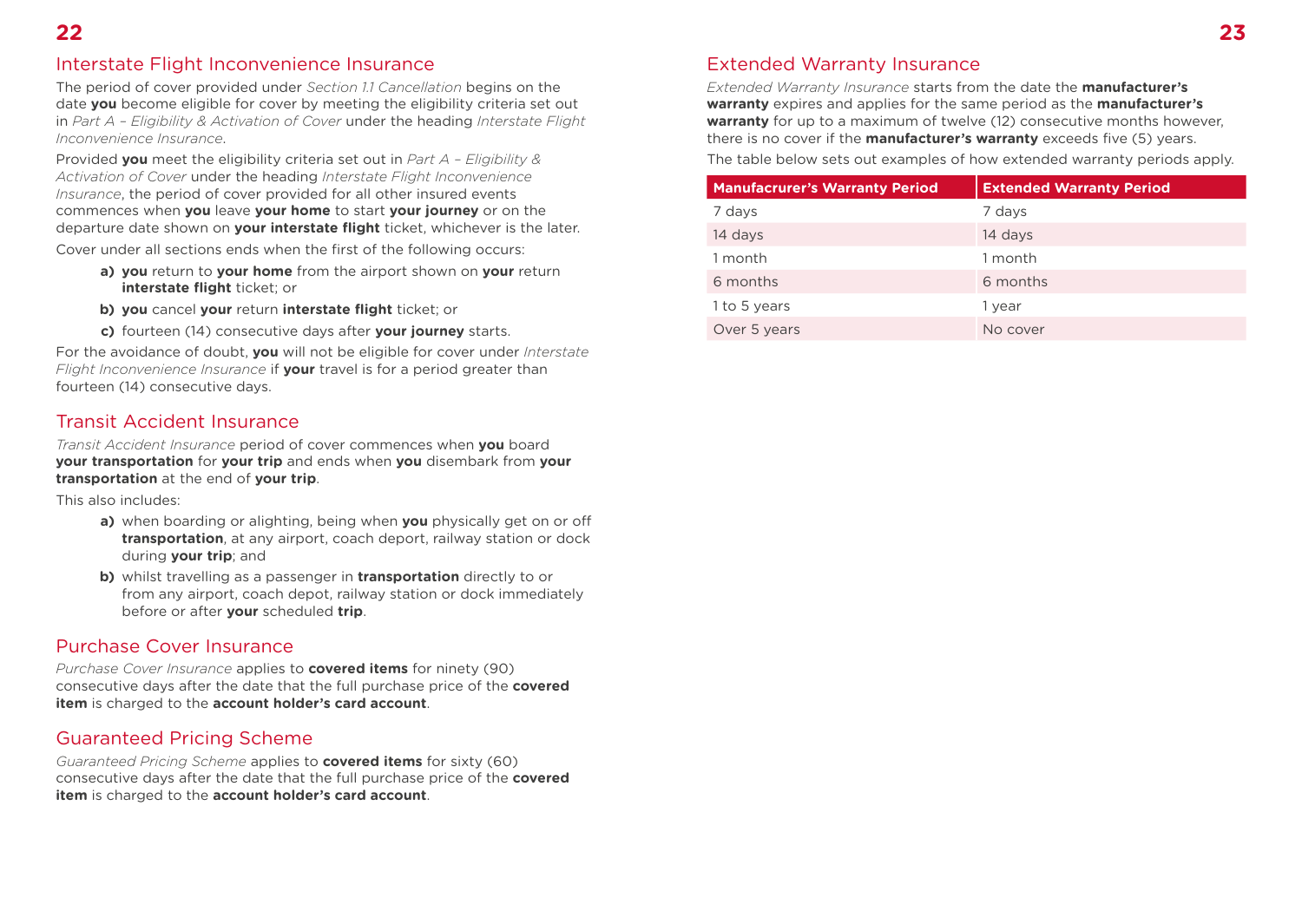## Interstate Flight Inconvenience Insurance

The period of cover provided under *Section 1.1 Cancellation* begins on the date **you** become eligible for cover by meeting the eligibility criteria set out in *Part A – Eligibility & Activation of Cover* under the heading *Interstate Flight Inconvenience Insurance*.

Provided **you** meet the eligibility criteria set out in *Part A – Eligibility & Activation of Cover* under the heading *Interstate Flight Inconvenience Insurance*, the period of cover provided for all other insured events commences when **you** leave **your home** to start **your journey** or on the departure date shown on **your interstate flight** ticket, whichever is the later.

Cover under all sections ends when the first of the following occurs:

- **a)** **you** return to **your home** from the airport shown on **your** return **interstate flight** ticket; or
- **b)** **you** cancel **your** return **interstate flight** ticket; or
- **c)** fourteen (14) consecutive days after **your journey** starts.

For the avoidance of doubt, **you** will not be eligible for cover under *Interstate Flight Inconvenience Insurance* if **your** travel is for a period greater than fourteen (14) consecutive days.

## Transit Accident Insurance

*Transit Accident Insurance* period of cover commences when **you** board **your transportation** for **your trip** and ends when **you** disembark from **your transportation** at the end of **your trip**.

This also includes:

- **a)** when boarding or alighting, being when **you** physically get on or off **transportation**, at any airport, coach deport, railway station or dock during **your trip**; and
- **b)** whilst travelling as a passenger in **transportation** directly to or from any airport, coach depot, railway station or dock immediately before or after **your** scheduled **trip**.

## Purchase Cover Insurance

*Purchase Cover Insurance* applies to **covered items** for ninety (90) consecutive days after the date that the full purchase price of the **covered item** is charged to the **account holder's card account**.

## Guaranteed Pricing Scheme

*Guaranteed Pricing Scheme* applies to **covered items** for sixty (60) consecutive days after the date that the full purchase price of the **covered item** is charged to the **account holder's card account**.

## Extended Warranty Insurance

*Extended Warranty Insurance* starts from the date the **manufacturer's warranty** expires and applies for the same period as the **manufacturer's warranty** for up to a maximum of twelve (12) consecutive months however, there is no cover if the **manufacturer's warranty** exceeds five (5) years.

The table below sets out examples of how extended warranty periods apply.

| Manufacrurer's Warranty Period | Extended Warranty Period |
|---|---|
| 7 days | 7 days |
| 14 days | 14 days |
| 1 month | 1 month |
| 6 months | 6 months |
| 1 to 5 years | 1 year |
| Over 5 years | No cover |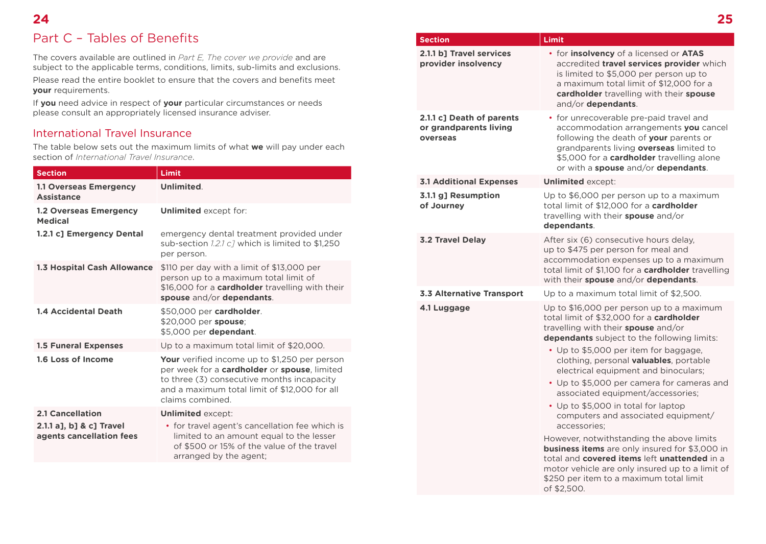# Part C – Tables of Benefits

The covers available are outlined in *Part E, The cover we provide* and are subject to the applicable terms, conditions, limits, sub-limits and exclusions.

Please read the entire booklet to ensure that the covers and benefits meet **your** requirements.

If **you** need advice in respect of **your** particular circumstances or needs please consult an appropriately licensed insurance adviser.

## International Travel Insurance

The table below sets out the maximum limits of what **we** will pay under each section of *International Travel Insurance*.

| Section | Limit |
|---|---|
| **1.1 Overseas Emergency Assistance** | **Unlimited**. |
| **1.2 Overseas Emergency Medical** | **Unlimited** except for: |
| **1.2.1 c] Emergency Dental** | emergency dental treatment provided under sub-section *1.2.1 c]* which is limited to $1,250 per person. |
| **1.3 Hospital Cash Allowance** | $110 per day with a limit of $13,000 per person up to a maximum total limit of $16,000 for a **cardholder** travelling with their **spouse** and/or **dependants**. |
| **1.4 Accidental Death** | $50,000 per **cardholder**.<br>$20,000 per **spouse**;<br>$5,000 per **dependant**. |
| **1.5 Funeral Expenses** | Up to a maximum total limit of $20,000. |
| **1.6 Loss of Income** | **Your** verified income up to $1,250 per person per week for a **cardholder** or **spouse**, limited to three (3) consecutive months incapacity and a maximum total limit of $12,000 for all claims combined. |
| **2.1 Cancellation** | **Unlimited** except: |
| **2.1.1 a], b] & c] Travel agents cancellation fees** | • for travel agent's cancellation fee which is limited to an amount equal to the lesser of $500 or 15% of the value of the travel arranged by the agent; |
| **2.1.1 b] Travel services provider insolvency** | • for **insolvency** of a licensed or **ATAS** accredited **travel services provider** which is limited to $5,000 per person up to a maximum total limit of $12,000 for a **cardholder** travelling with their **spouse** and/or **dependants**. |
| **2.1.1 c] Death of parents or grandparents living overseas** | • for unrecoverable pre-paid travel and accommodation arrangements **you** cancel following the death of **your** parents or grandparents living **overseas** limited to $5,000 for a **cardholder** travelling alone or with a **spouse** and/or **dependants**. |
| **3.1 Additional Expenses** | **Unlimited** except: |
| **3.1.1 g] Resumption of Journey** | Up to $6,000 per person up to a maximum total limit of $12,000 for a **cardholder** travelling with their **spouse** and/or **dependants**. |
| **3.2 Travel Delay** | After six (6) consecutive hours delay, up to $475 per person for meal and accommodation expenses up to a maximum total limit of $1,100 for a **cardholder** travelling with their **spouse** and/or **dependants**. |
| **3.3 Alternative Transport** | Up to a maximum total limit of $2,500. |
| **4.1 Luggage** | Up to $16,000 per person up to a maximum total limit of $32,000 for a **cardholder** travelling with their **spouse** and/or **dependants** subject to the following limits:<br>• Up to $5,000 per item for baggage, clothing, personal **valuables**, portable electrical equipment and binoculars;<br>• Up to $5,000 per camera for cameras and associated equipment/accessories;<br>• Up to $5,000 in total for laptop computers and associated equipment/accessories;<br>However, notwithstanding the above limits **business items** are only insured for $3,000 in total and **covered items** left **unattended** in a motor vehicle are only insured up to a limit of $250 per item to a maximum total limit of $2,500. |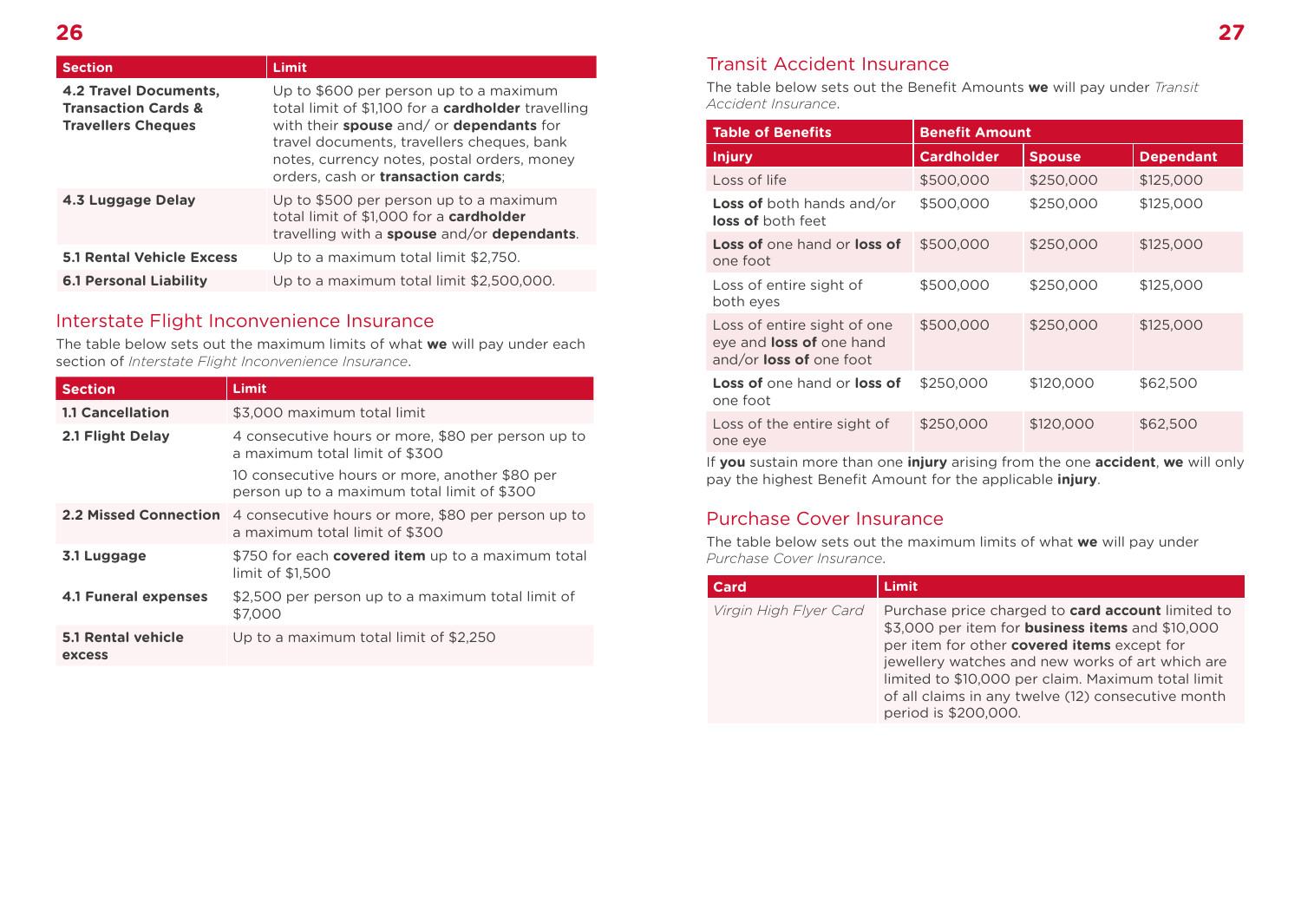| Section | Limit |
|---|---|
| **4.2 Travel Documents, Transaction Cards & Travellers Cheques** | Up to $600 per person up to a maximum total limit of $1,100 for a **cardholder** travelling with their **spouse** and/ or **dependants** for travel documents, travellers cheques, bank notes, currency notes, postal orders, money orders, cash or **transaction cards**; |
| **4.3 Luggage Delay** | Up to $500 per person up to a maximum total limit of $1,000 for a **cardholder** travelling with a **spouse** and/or **dependants**. |
| **5.1 Rental Vehicle Excess** | Up to a maximum total limit $2,750. |
| **6.1 Personal Liability** | Up to a maximum total limit $2,500,000. |

## Interstate Flight Inconvenience Insurance

The table below sets out the maximum limits of what **we** will pay under each section of *Interstate Flight Inconvenience Insurance*.

| Section | Limit |
|---|---|
| **1.1 Cancellation** | $3,000 maximum total limit |
| **2.1 Flight Delay** | 4 consecutive hours or more, $80 per person up to a maximum total limit of $300<br>10 consecutive hours or more, another $80 per person up to a maximum total limit of $300 |
| **2.2 Missed Connection** | 4 consecutive hours or more, $80 per person up to a maximum total limit of $300 |
| **3.1 Luggage** | $750 for each **covered item** up to a maximum total limit of $1,500 |
| **4.1 Funeral expenses** | $2,500 per person up to a maximum total limit of $7,000 |
| **5.1 Rental vehicle excess** | Up to a maximum total limit of $2,250 |

## Transit Accident Insurance

The table below sets out the Benefit Amounts **we** will pay under *Transit Accident Insurance*.

| Table of Benefits | Benefit Amount | | |
|---|---|---|---|
| **Injury** | **Cardholder** | **Spouse** | **Dependant** |
| Loss of life | $500,000 | $250,000 | $125,000 |
| **Loss of** both hands and/or **loss of** both feet | $500,000 | $250,000 | $125,000 |
| **Loss of** one hand or **loss of** one foot | $500,000 | $250,000 | $125,000 |
| Loss of entire sight of both eyes | $500,000 | $250,000 | $125,000 |
| Loss of entire sight of one eye and **loss of** one hand and/or **loss of** one foot | $500,000 | $250,000 | $125,000 |
| **Loss of** one hand or **loss of** one foot | $250,000 | $120,000 | $62,500 |
| Loss of the entire sight of one eye | $250,000 | $120,000 | $62,500 |

If **you** sustain more than one **injury** arising from the one **accident**, **we** will only pay the highest Benefit Amount for the applicable **injury**.

## Purchase Cover Insurance

The table below sets out the maximum limits of what **we** will pay under *Purchase Cover Insurance*.

| Card | Limit |
|---|---|
| *Virgin High Flyer Card* | Purchase price charged to **card account** limited to $3,000 per item for **business items** and $10,000 per item for other **covered items** except for jewellery watches and new works of art which are limited to $10,000 per claim. Maximum total limit of all claims in any twelve (12) consecutive month period is $200,000. |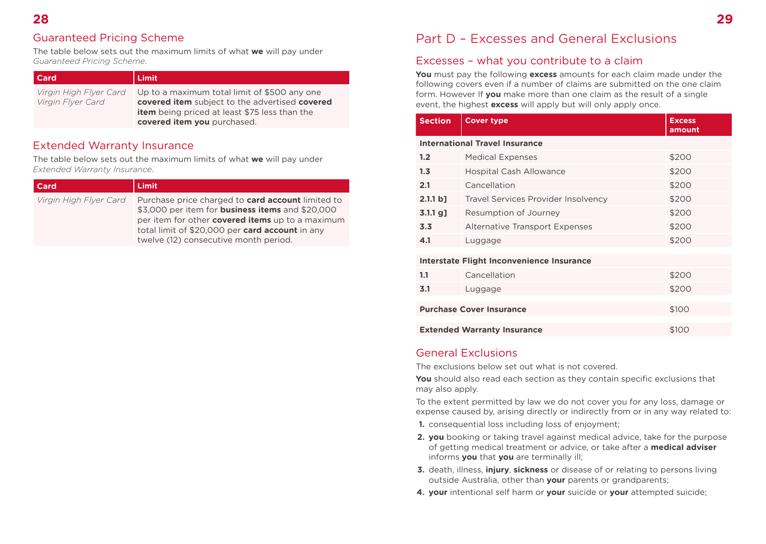## Guaranteed Pricing Scheme

The table below sets out the maximum limits of what **we** will pay under *Guaranteed Pricing Scheme*.

| Card | Limit |
|---|---|
| *Virgin High Flyer Card*<br>*Virgin Flyer Card* | Up to a maximum total limit of $500 any one **covered item** subject to the advertised **covered item** being priced at least $75 less than the **covered item you** purchased. |

## Extended Warranty Insurance

The table below sets out the maximum limits of what **we** will pay under *Extended Warranty Insurance*.

| Card | Limit |
|---|---|
| *Virgin High Flyer Card* | Purchase price charged to **card account** limited to $3,000 per item for **business items** and $20,000 per item for other **covered items** up to a maximum total limit of $20,000 per **card account** in any twelve (12) consecutive month period. |

# Part D – Excesses and General Exclusions

## Excesses – what you contribute to a claim

**You** must pay the following **excess** amounts for each claim made under the following covers even if a number of claims are submitted on the one claim form. However If **you** make more than one claim as the result of a single event, the highest **excess** will apply but will only apply once.

| Section | Cover type | Excess amount |
|---|---|---|
| **International Travel Insurance** | | |
| **1.2** | Medical Expenses | $200 |
| **1.3** | Hospital Cash Allowance | $200 |
| **2.1** | Cancellation | $200 |
| **2.1.1 b]** | Travel Services Provider Insolvency | $200 |
| **3.1.1 g]** | Resumption of Journey | $200 |
| **3.3** | Alternative Transport Expenses | $200 |
| **4.1** | Luggage | $200 |
| **Interstate Flight Inconvenience Insurance** | | |
| **1.1** | Cancellation | $200 |
| **3.1** | Luggage | $200 |
| **Purchase Cover Insurance** | | $100 |
| **Extended Warranty Insurance** | | $100 |

## General Exclusions

The exclusions below set out what is not covered.

**You** should also read each section as they contain specific exclusions that may also apply.

To the extent permitted by law we do not cover you for any loss, damage or expense caused by, arising directly or indirectly from or in any way related to:

1. consequential loss including loss of enjoyment;
2. **you** booking or taking travel against medical advice, take for the purpose of getting medical treatment or advice, or take after a **medical adviser** informs **you** that **you** are terminally ill;
3. death, illness, **injury**, **sickness** or disease of or relating to persons living outside Australia, other than **your** parents or grandparents;
4. **your** intentional self harm or **your** suicide or **your** attempted suicide;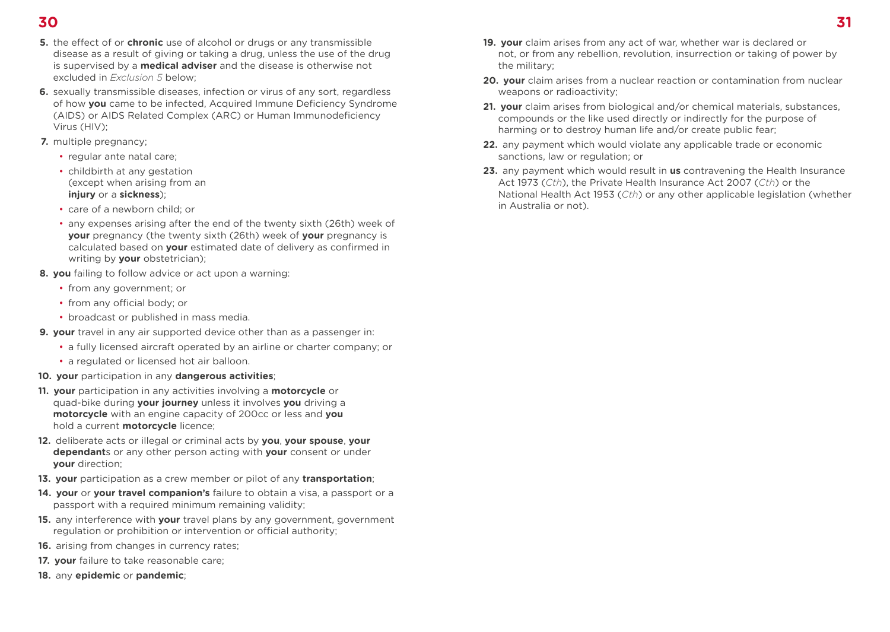5. the effect of or **chronic** use of alcohol or drugs or any transmissible disease as a result of giving or taking a drug, unless the use of the drug is supervised by a **medical adviser** and the disease is otherwise not excluded in *Exclusion 5* below;
6. sexually transmissible diseases, infection or virus of any sort, regardless of how **you** came to be infected, Acquired Immune Deficiency Syndrome (AIDS) or AIDS Related Complex (ARC) or Human Immunodeficiency Virus (HIV);
7. multiple pregnancy;
   - regular ante natal care;
   - childbirth at any gestation (except when arising from an **injury** or a **sickness**);
   - care of a newborn child; or
   - any expenses arising after the end of the twenty sixth (26th) week of **your** pregnancy (the twenty sixth (26th) week of **your** pregnancy is calculated based on **your** estimated date of delivery as confirmed in writing by **your** obstetrician);
8. **you** failing to follow advice or act upon a warning:
   - from any government; or
   - from any official body; or
   - broadcast or published in mass media.
9. **your** travel in any air supported device other than as a passenger in:
   - a fully licensed aircraft operated by an airline or charter company; or
   - a regulated or licensed hot air balloon.
10. **your** participation in any **dangerous activities**;
11. **your** participation in any activities involving a **motorcycle** or quad-bike during **your journey** unless it involves **you** driving a **motorcycle** with an engine capacity of 200cc or less and **you** hold a current **motorcycle** licence;
12. deliberate acts or illegal or criminal acts by **you**, **your spouse**, **your dependant**s or any other person acting with **your** consent or under **your** direction;
13. **your** participation as a crew member or pilot of any **transportation**;
14. **your** or **your travel companion's** failure to obtain a visa, a passport or a passport with a required minimum remaining validity;
15. any interference with **your** travel plans by any government, government regulation or prohibition or intervention or official authority;
16. arising from changes in currency rates;
17. **your** failure to take reasonable care;
18. any **epidemic** or **pandemic**;
19. **your** claim arises from any act of war, whether war is declared or not, or from any rebellion, revolution, insurrection or taking of power by the military;
20. **your** claim arises from a nuclear reaction or contamination from nuclear weapons or radioactivity;
21. **your** claim arises from biological and/or chemical materials, substances, compounds or the like used directly or indirectly for the purpose of harming or to destroy human life and/or create public fear;
22. any payment which would violate any applicable trade or economic sanctions, law or regulation; or
23. any payment which would result in **us** contravening the Health Insurance Act 1973 (*Cth*), the Private Health Insurance Act 2007 (*Cth*) or the National Health Act 1953 (*Cth*) or any other applicable legislation (whether in Australia or not).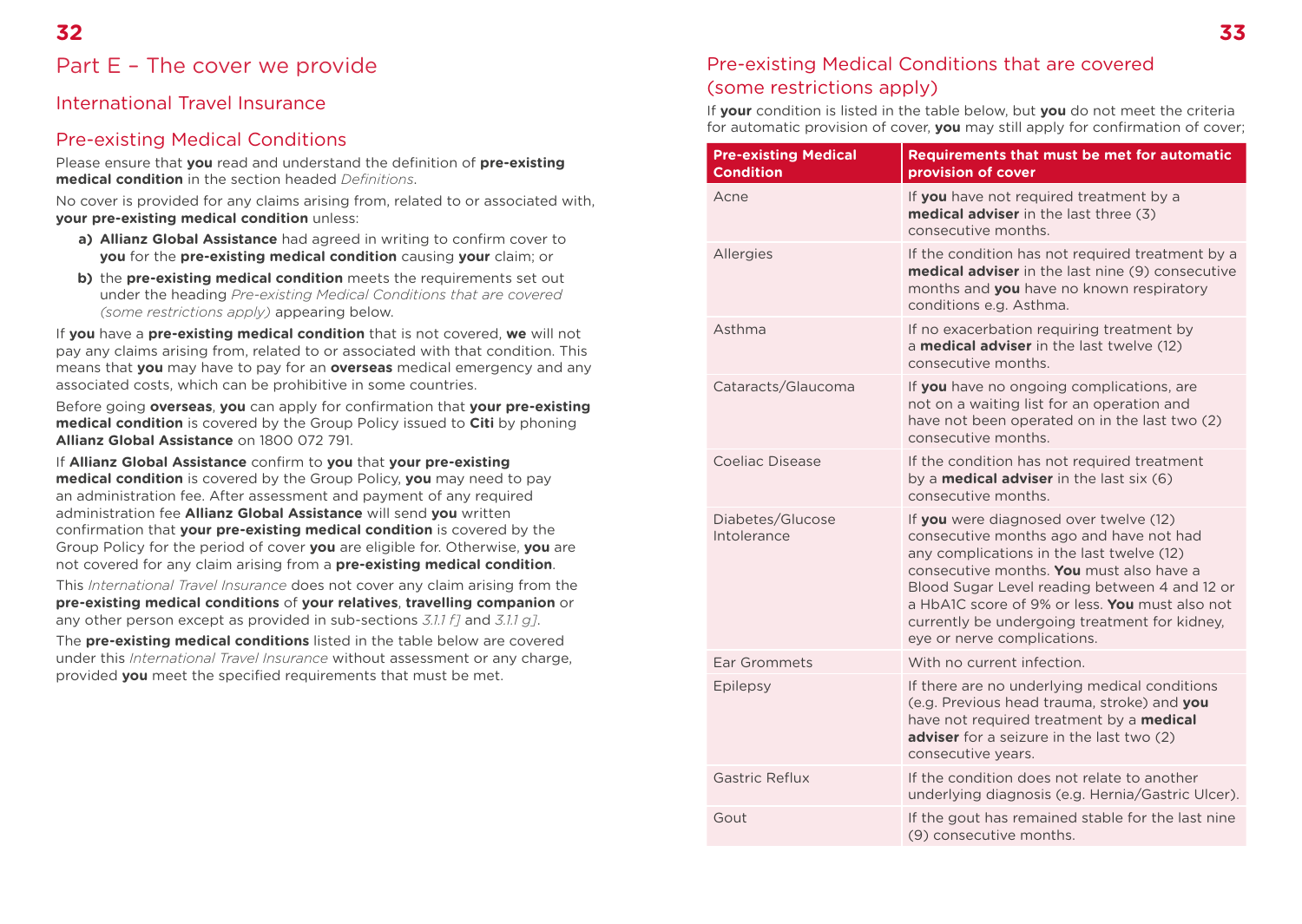# Part E – The cover we provide

## International Travel Insurance

### Pre-existing Medical Conditions

Please ensure that **you** read and understand the definition of **pre-existing medical condition** in the section headed *Definitions*.

No cover is provided for any claims arising from, related to or associated with, **your pre-existing medical condition** unless:

- **a) Allianz Global Assistance** had agreed in writing to confirm cover to **you** for the **pre-existing medical condition** causing **your** claim; or
- **b)** the **pre-existing medical condition** meets the requirements set out under the heading *Pre-existing Medical Conditions that are covered (some restrictions apply)* appearing below.

If **you** have a **pre-existing medical condition** that is not covered, **we** will not pay any claims arising from, related to or associated with that condition. This means that **you** may have to pay for an **overseas** medical emergency and any associated costs, which can be prohibitive in some countries.

Before going **overseas**, **you** can apply for confirmation that **your pre-existing medical condition** is covered by the Group Policy issued to **Citi** by phoning **Allianz Global Assistance** on 1800 072 791.

If **Allianz Global Assistance** confirm to **you** that **your pre-existing medical condition** is covered by the Group Policy, **you** may need to pay an administration fee. After assessment and payment of any required administration fee **Allianz Global Assistance** will send **you** written confirmation that **your pre-existing medical condition** is covered by the Group Policy for the period of cover **you** are eligible for. Otherwise, **you** are not covered for any claim arising from a **pre-existing medical condition**.

This *International Travel Insurance* does not cover any claim arising from the **pre-existing medical conditions** of **your relatives**, **travelling companion** or any other person except as provided in sub-sections *3.1.1 f]* and *3.1.1 g]*.

The **pre-existing medical conditions** listed in the table below are covered under this *International Travel Insurance* without assessment or any charge, provided **you** meet the specified requirements that must be met.

### Pre-existing Medical Conditions that are covered (some restrictions apply)

If **your** condition is listed in the table below, but **you** do not meet the criteria for automatic provision of cover, **you** may still apply for confirmation of cover;

| Pre-existing Medical Condition | Requirements that must be met for automatic provision of cover |
|---|---|
| Acne | If **you** have not required treatment by a **medical adviser** in the last three (3) consecutive months. |
| Allergies | If the condition has not required treatment by a **medical adviser** in the last nine (9) consecutive months and **you** have no known respiratory conditions e.g. Asthma. |
| Asthma | If no exacerbation requiring treatment by a **medical adviser** in the last twelve (12) consecutive months. |
| Cataracts/Glaucoma | If **you** have no ongoing complications, are not on a waiting list for an operation and have not been operated on in the last two (2) consecutive months. |
| Coeliac Disease | If the condition has not required treatment by a **medical adviser** in the last six (6) consecutive months. |
| Diabetes/Glucose Intolerance | If **you** were diagnosed over twelve (12) consecutive months ago and have not had any complications in the last twelve (12) consecutive months. **You** must also have a Blood Sugar Level reading between 4 and 12 or a HbA1C score of 9% or less. **You** must also not currently be undergoing treatment for kidney, eye or nerve complications. |
| Ear Grommets | With no current infection. |
| Epilepsy | If there are no underlying medical conditions (e.g. Previous head trauma, stroke) and **you** have not required treatment by a **medical adviser** for a seizure in the last two (2) consecutive years. |
| Gastric Reflux | If the condition does not relate to another underlying diagnosis (e.g. Hernia/Gastric Ulcer). |
| Gout | If the gout has remained stable for the last nine (9) consecutive months. |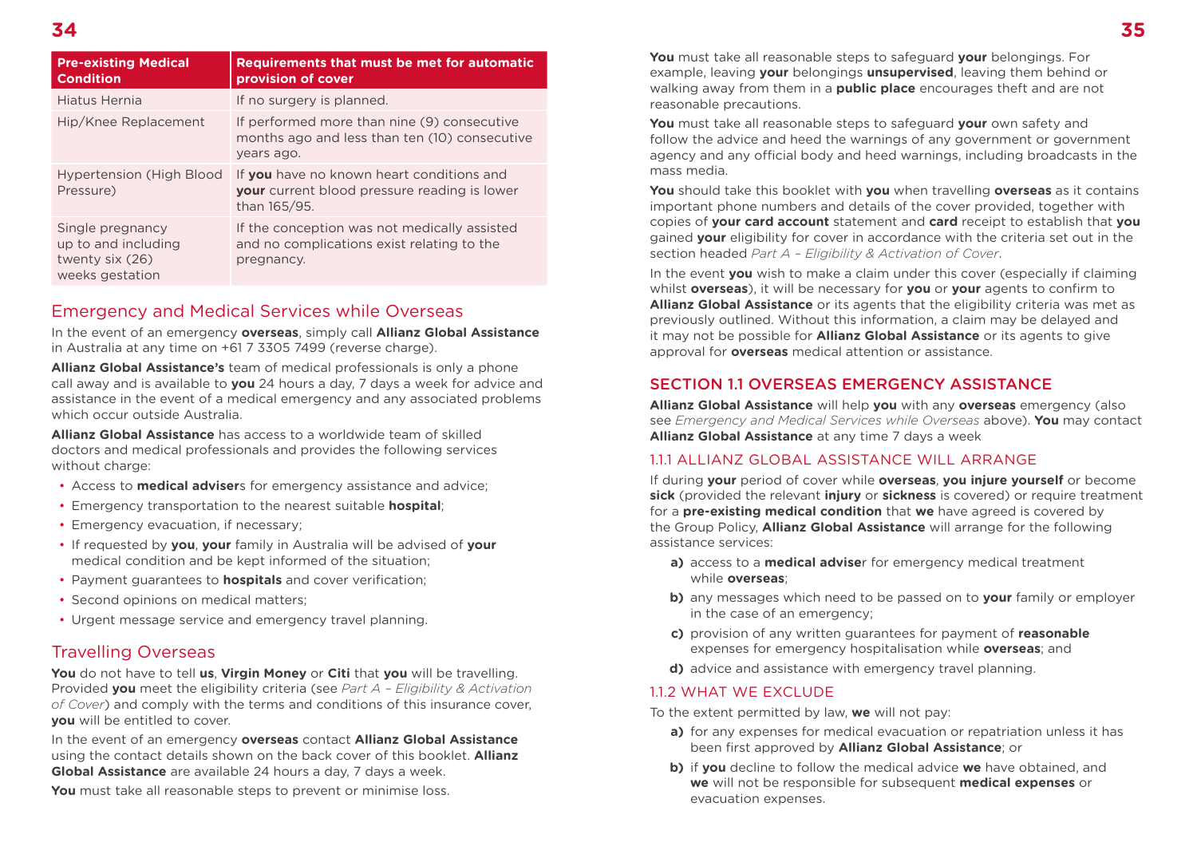| Pre-existing Medical Condition | Requirements that must be met for automatic provision of cover |
|---|---|
| Hiatus Hernia | If no surgery is planned. |
| Hip/Knee Replacement | If performed more than nine (9) consecutive months ago and less than ten (10) consecutive years ago. |
| Hypertension (High Blood Pressure) | If **you** have no known heart conditions and **your** current blood pressure reading is lower than 165/95. |
| Single pregnancy up to and including twenty six (26) weeks gestation | If the conception was not medically assisted and no complications exist relating to the pregnancy. |

## Emergency and Medical Services while Overseas

In the event of an emergency **overseas**, simply call **Allianz Global Assistance** in Australia at any time on +61 7 3305 7499 (reverse charge).

**Allianz Global Assistance's** team of medical professionals is only a phone call away and is available to **you** 24 hours a day, 7 days a week for advice and assistance in the event of a medical emergency and any associated problems which occur outside Australia.

**Allianz Global Assistance** has access to a worldwide team of skilled doctors and medical professionals and provides the following services without charge:

- Access to **medical adviser**s for emergency assistance and advice;
- Emergency transportation to the nearest suitable **hospital**;
- Emergency evacuation, if necessary;
- If requested by **you**, **your** family in Australia will be advised of **your** medical condition and be kept informed of the situation;
- Payment guarantees to **hospitals** and cover verification;
- Second opinions on medical matters;
- Urgent message service and emergency travel planning.

## Travelling Overseas

**You** do not have to tell **us**, **Virgin Money** or **Citi** that **you** will be travelling. Provided **you** meet the eligibility criteria (see *Part A – Eligibility & Activation of Cover*) and comply with the terms and conditions of this insurance cover, **you** will be entitled to cover.

In the event of an emergency **overseas** contact **Allianz Global Assistance** using the contact details shown on the back cover of this booklet. **Allianz Global Assistance** are available 24 hours a day, 7 days a week.

**You** must take all reasonable steps to prevent or minimise loss.

**You** must take all reasonable steps to safeguard **your** belongings. For example, leaving **your** belongings **unsupervised**, leaving them behind or walking away from them in a **public place** encourages theft and are not reasonable precautions.

**You** must take all reasonable steps to safeguard **your** own safety and follow the advice and heed the warnings of any government or government agency and any official body and heed warnings, including broadcasts in the mass media.

**You** should take this booklet with **you** when travelling **overseas** as it contains important phone numbers and details of the cover provided, together with copies of **your card account** statement and **card** receipt to establish that **you** gained **your** eligibility for cover in accordance with the criteria set out in the section headed *Part A – Eligibility & Activation of Cover*.

In the event **you** wish to make a claim under this cover (especially if claiming whilst **overseas**), it will be necessary for **you** or **your** agents to confirm to **Allianz Global Assistance** or its agents that the eligibility criteria was met as previously outlined. Without this information, a claim may be delayed and it may not be possible for **Allianz Global Assistance** or its agents to give approval for **overseas** medical attention or assistance.

## SECTION 1.1 OVERSEAS EMERGENCY ASSISTANCE

**Allianz Global Assistance** will help **you** with any **overseas** emergency (also see *Emergency and Medical Services while Overseas* above). **You** may contact **Allianz Global Assistance** at any time 7 days a week

### 1.1.1 ALLIANZ GLOBAL ASSISTANCE WILL ARRANGE

If during **your** period of cover while **overseas**, **you injure yourself** or become **sick** (provided the relevant **injury** or **sickness** is covered) or require treatment for a **pre-existing medical condition** that **we** have agreed is covered by the Group Policy, **Allianz Global Assistance** will arrange for the following assistance services:

- **a)** access to a **medical advise**r for emergency medical treatment while **overseas**;
- **b)** any messages which need to be passed on to **your** family or employer in the case of an emergency;
- **c)** provision of any written guarantees for payment of **reasonable** expenses for emergency hospitalisation while **overseas**; and
- **d)** advice and assistance with emergency travel planning.

### 1.1.2 WHAT WE EXCLUDE

To the extent permitted by law, **we** will not pay:

- **a)** for any expenses for medical evacuation or repatriation unless it has been first approved by **Allianz Global Assistance**; or
- **b)** if **you** decline to follow the medical advice **we** have obtained, and **we** will not be responsible for subsequent **medical expenses** or evacuation expenses.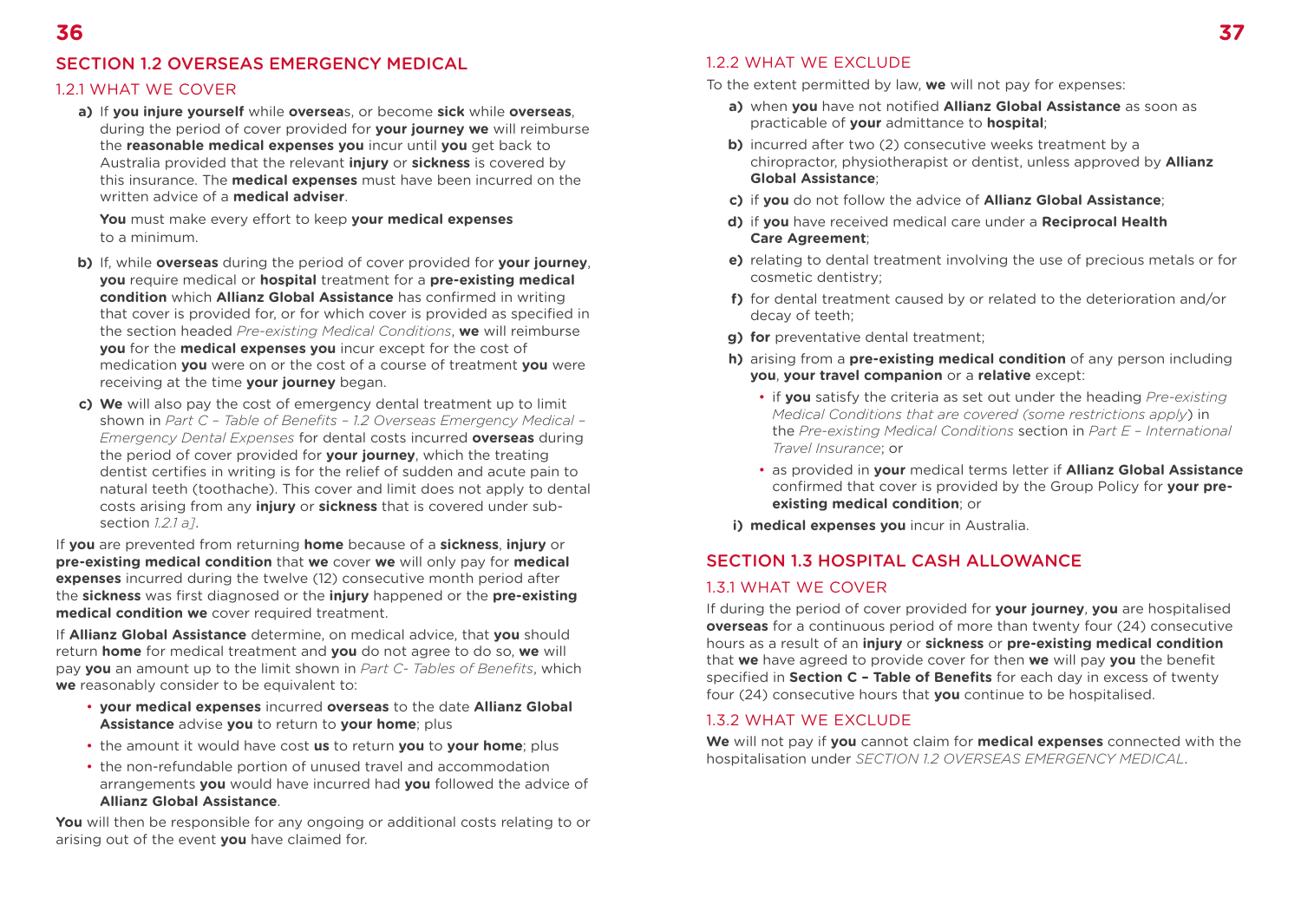## SECTION 1.2 OVERSEAS EMERGENCY MEDICAL

### 1.2.1 WHAT WE COVER

**a)** If **you injure yourself** while **oversea**s, or become **sick** while **overseas**, during the period of cover provided for **your journey we** will reimburse the **reasonable medical expenses you** incur until **you** get back to Australia provided that the relevant **injury** or **sickness** is covered by this insurance. The **medical expenses** must have been incurred on the written advice of a **medical adviser**.

**You** must make every effort to keep **your medical expenses** to a minimum.

**b)** If, while **overseas** during the period of cover provided for **your journey**, **you** require medical or **hospital** treatment for a **pre-existing medical condition** which **Allianz Global Assistance** has confirmed in writing that cover is provided for, or for which cover is provided as specified in the section headed *Pre-existing Medical Conditions*, **we** will reimburse **you** for the **medical expenses you** incur except for the cost of medication **you** were on or the cost of a course of treatment **you** were receiving at the time **your journey** began.

**c) We** will also pay the cost of emergency dental treatment up to limit shown in *Part C – Table of Benefits – 1.2 Overseas Emergency Medical – Emergency Dental Expenses* for dental costs incurred **overseas** during the period of cover provided for **your journey**, which the treating dentist certifies in writing is for the relief of sudden and acute pain to natural teeth (toothache). This cover and limit does not apply to dental costs arising from any **injury** or **sickness** that is covered under sub-section *1.2.1 a]*.

If **you** are prevented from returning **home** because of a **sickness**, **injury** or **pre-existing medical condition** that **we** cover **we** will only pay for **medical expenses** incurred during the twelve (12) consecutive month period after the **sickness** was first diagnosed or the **injury** happened or the **pre-existing medical condition we** cover required treatment.

If **Allianz Global Assistance** determine, on medical advice, that **you** should return **home** for medical treatment and **you** do not agree to do so, **we** will pay **you** an amount up to the limit shown in *Part C- Tables of Benefits*, which **we** reasonably consider to be equivalent to:

- **your medical expenses** incurred **overseas** to the date **Allianz Global Assistance** advise **you** to return to **your home**; plus
- the amount it would have cost **us** to return **you** to **your home**; plus
- the non-refundable portion of unused travel and accommodation arrangements **you** would have incurred had **you** followed the advice of **Allianz Global Assistance**.

**You** will then be responsible for any ongoing or additional costs relating to or arising out of the event **you** have claimed for.

### 1.2.2 WHAT WE EXCLUDE

To the extent permitted by law, **we** will not pay for expenses:

**a)** when **you** have not notified **Allianz Global Assistance** as soon as practicable of **your** admittance to **hospital**;

**b)** incurred after two (2) consecutive weeks treatment by a chiropractor, physiotherapist or dentist, unless approved by **Allianz Global Assistance**;

**c)** if **you** do not follow the advice of **Allianz Global Assistance**;

**d)** if **you** have received medical care under a **Reciprocal Health Care Agreement**;

**e)** relating to dental treatment involving the use of precious metals or for cosmetic dentistry;

**f)** for dental treatment caused by or related to the deterioration and/or decay of teeth;

**g) for** preventative dental treatment;

**h)** arising from a **pre-existing medical condition** of any person including **you**, **your travel companion** or a **relative** except:

- if **you** satisfy the criteria as set out under the heading *Pre-existing Medical Conditions that are covered (some restrictions apply)* in the *Pre-existing Medical Conditions* section in *Part E – International Travel Insurance*; or
- as provided in **your** medical terms letter if **Allianz Global Assistance** confirmed that cover is provided by the Group Policy for **your pre-existing medical condition**; or

**i) medical expenses you** incur in Australia.

## SECTION 1.3 HOSPITAL CASH ALLOWANCE

### 1.3.1 WHAT WE COVER

If during the period of cover provided for **your journey**, **you** are hospitalised **overseas** for a continuous period of more than twenty four (24) consecutive hours as a result of an **injury** or **sickness** or **pre-existing medical condition** that **we** have agreed to provide cover for then **we** will pay **you** the benefit specified in **Section C – Table of Benefits** for each day in excess of twenty four (24) consecutive hours that **you** continue to be hospitalised.

### 1.3.2 WHAT WE EXCLUDE

**We** will not pay if **you** cannot claim for **medical expenses** connected with the hospitalisation under *SECTION 1.2 OVERSEAS EMERGENCY MEDICAL*.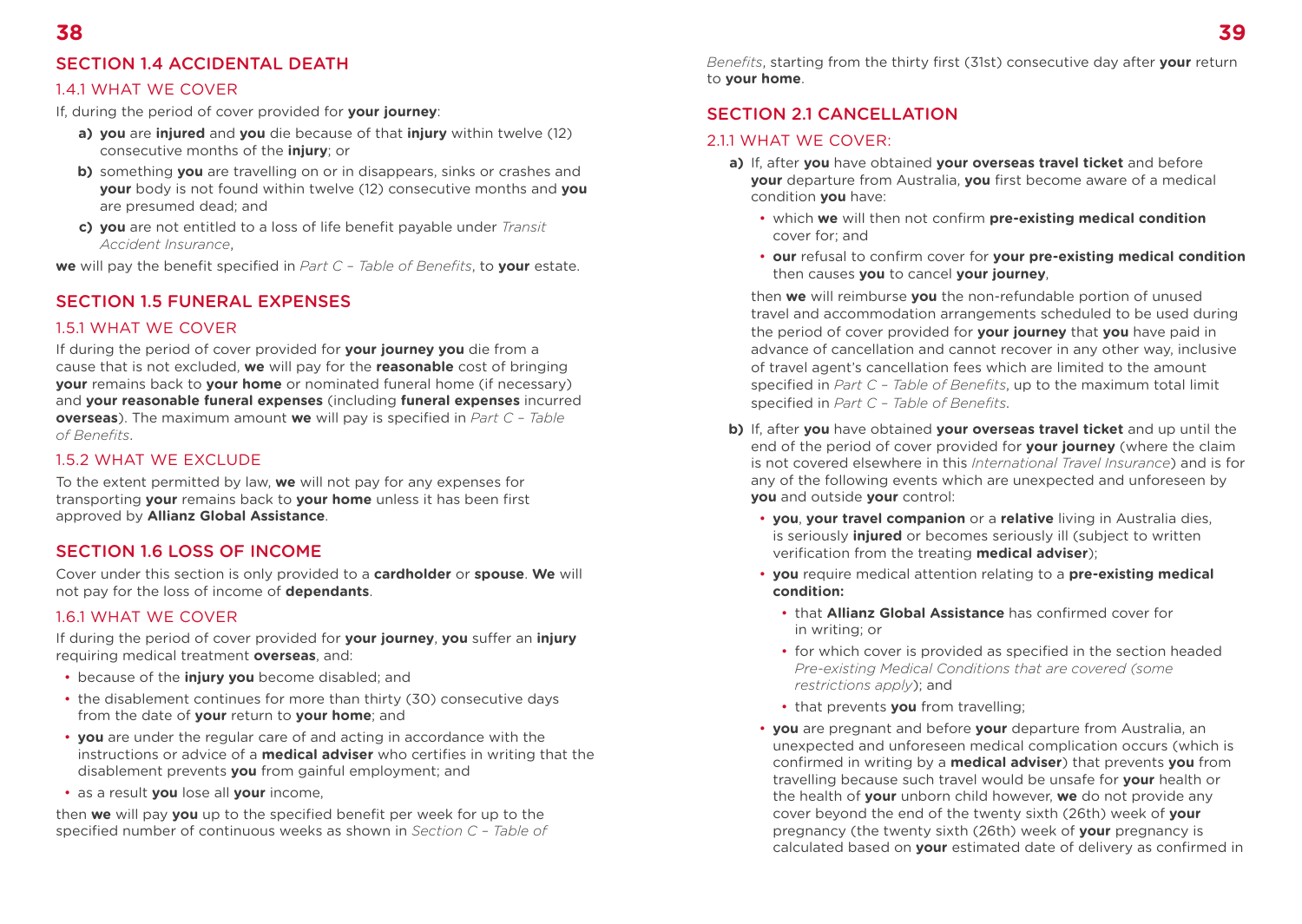## SECTION 1.4 ACCIDENTAL DEATH

### 1.4.1 WHAT WE COVER

If, during the period of cover provided for **your journey**:

- **a)** **you** are **injured** and **you** die because of that **injury** within twelve (12) consecutive months of the **injury**; or
- **b)** something **you** are travelling on or in disappears, sinks or crashes and **your** body is not found within twelve (12) consecutive months and **you** are presumed dead; and
- **c)** **you** are not entitled to a loss of life benefit payable under *Transit Accident Insurance*,

**we** will pay the benefit specified in *Part C – Table of Benefits*, to **your** estate.

## SECTION 1.5 FUNERAL EXPENSES

### 1.5.1 WHAT WE COVER

If during the period of cover provided for **your journey you** die from a cause that is not excluded, **we** will pay for the **reasonable** cost of bringing **your** remains back to **your home** or nominated funeral home (if necessary) and **your reasonable funeral expenses** (including **funeral expenses** incurred **overseas**). The maximum amount **we** will pay is specified in *Part C – Table of Benefits*.

### 1.5.2 WHAT WE EXCLUDE

To the extent permitted by law, **we** will not pay for any expenses for transporting **your** remains back to **your home** unless it has been first approved by **Allianz Global Assistance**.

## SECTION 1.6 LOSS OF INCOME

Cover under this section is only provided to a **cardholder** or **spouse**. **We** will not pay for the loss of income of **dependants**.

### 1.6.1 WHAT WE COVER

If during the period of cover provided for **your journey**, **you** suffer an **injury** requiring medical treatment **overseas**, and:

- because of the **injury you** become disabled; and
- the disablement continues for more than thirty (30) consecutive days from the date of **your** return to **your home**; and
- **you** are under the regular care of and acting in accordance with the instructions or advice of a **medical adviser** who certifies in writing that the disablement prevents **you** from gainful employment; and
- as a result **you** lose all **your** income,

then **we** will pay **you** up to the specified benefit per week for up to the specified number of continuous weeks as shown in *Section C – Table of Benefits*, starting from the thirty first (31st) consecutive day after **your** return to **your home**.

## SECTION 2.1 CANCELLATION

### 2.1.1 WHAT WE COVER:

- **a)** If, after **you** have obtained **your overseas travel ticket** and before **your** departure from Australia, **you** first become aware of a medical condition **you** have:
  - which **we** will then not confirm **pre-existing medical condition** cover for; and
  - **our** refusal to confirm cover for **your pre-existing medical condition** then causes **you** to cancel **your journey**,

  then **we** will reimburse **you** the non-refundable portion of unused travel and accommodation arrangements scheduled to be used during the period of cover provided for **your journey** that **you** have paid in advance of cancellation and cannot recover in any other way, inclusive of travel agent's cancellation fees which are limited to the amount specified in *Part C – Table of Benefits*, up to the maximum total limit specified in *Part C – Table of Benefits*.

- **b)** If, after **you** have obtained **your overseas travel ticket** and up until the end of the period of cover provided for **your journey** (where the claim is not covered elsewhere in this *International Travel Insurance*) and is for any of the following events which are unexpected and unforeseen by **you** and outside **your** control:
  - **you**, **your travel companion** or a **relative** living in Australia dies, is seriously **injured** or becomes seriously ill (subject to written verification from the treating **medical adviser**);
  - **you** require medical attention relating to a **pre-existing medical condition:**
    - that **Allianz Global Assistance** has confirmed cover for in writing; or
    - for which cover is provided as specified in the section headed *Pre-existing Medical Conditions that are covered (some restrictions apply)*; and
    - that prevents **you** from travelling;
  - **you** are pregnant and before **your** departure from Australia, an unexpected and unforeseen medical complication occurs (which is confirmed in writing by a **medical adviser**) that prevents **you** from travelling because such travel would be unsafe for **your** health or the health of **your** unborn child however, **we** do not provide any cover beyond the end of the twenty sixth (26th) week of **your** pregnancy (the twenty sixth (26th) week of **your** pregnancy is calculated based on **your** estimated date of delivery as confirmed in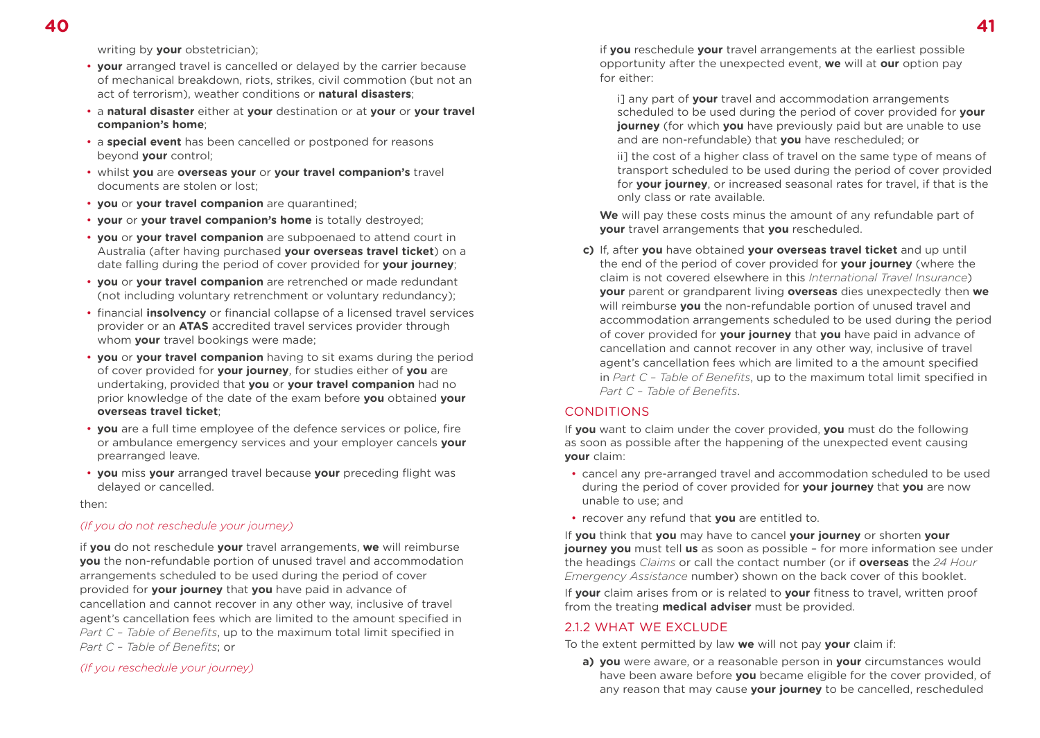writing by **your** obstetrician);

- **your** arranged travel is cancelled or delayed by the carrier because of mechanical breakdown, riots, strikes, civil commotion (but not an act of terrorism), weather conditions or **natural disasters**;
- a **natural disaster** either at **your** destination or at **your** or **your travel companion's home**;
- a **special event** has been cancelled or postponed for reasons beyond **your** control;
- whilst **you** are **overseas your** or **your travel companion's** travel documents are stolen or lost;
- **you** or **your travel companion** are quarantined;
- **your** or **your travel companion's home** is totally destroyed;
- **you** or **your travel companion** are subpoenaed to attend court in Australia (after having purchased **your overseas travel ticket**) on a date falling during the period of cover provided for **your journey**;
- **you** or **your travel companion** are retrenched or made redundant (not including voluntary retrenchment or voluntary redundancy);
- financial **insolvency** or financial collapse of a licensed travel services provider or an **ATAS** accredited travel services provider through whom **your** travel bookings were made;
- **you** or **your travel companion** having to sit exams during the period of cover provided for **your journey**, for studies either of **you** are undertaking, provided that **you** or **your travel companion** had no prior knowledge of the date of the exam before **you** obtained **your overseas travel ticket**;
- **you** are a full time employee of the defence services or police, fire or ambulance emergency services and your employer cancels **your** prearranged leave.
- **you** miss **your** arranged travel because **your** preceding flight was delayed or cancelled.

then:

*(If you do not reschedule your journey)*

if **you** do not reschedule **your** travel arrangements, **we** will reimburse **you** the non-refundable portion of unused travel and accommodation arrangements scheduled to be used during the period of cover provided for **your journey** that **you** have paid in advance of cancellation and cannot recover in any other way, inclusive of travel agent's cancellation fees which are limited to the amount specified in *Part C – Table of Benefits*, up to the maximum total limit specified in *Part C – Table of Benefits*; or

*(If you reschedule your journey)*

if **you** reschedule **your** travel arrangements at the earliest possible opportunity after the unexpected event, **we** will at **our** option pay for either:

i] any part of **your** travel and accommodation arrangements scheduled to be used during the period of cover provided for **your journey** (for which **you** have previously paid but are unable to use and are non-refundable) that **you** have rescheduled; or

ii] the cost of a higher class of travel on the same type of means of transport scheduled to be used during the period of cover provided for **your journey**, or increased seasonal rates for travel, if that is the only class or rate available.

**We** will pay these costs minus the amount of any refundable part of **your** travel arrangements that **you** rescheduled.

**c)** If, after **you** have obtained **your overseas travel ticket** and up until the end of the period of cover provided for **your journey** (where the claim is not covered elsewhere in this *International Travel Insurance*) **your** parent or grandparent living **overseas** dies unexpectedly then **we** will reimburse **you** the non-refundable portion of unused travel and accommodation arrangements scheduled to be used during the period of cover provided for **your journey** that **you** have paid in advance of cancellation and cannot recover in any other way, inclusive of travel agent's cancellation fees which are limited to a the amount specified in *Part C – Table of Benefits*, up to the maximum total limit specified in *Part C – Table of Benefits*.

### CONDITIONS

If **you** want to claim under the cover provided, **you** must do the following as soon as possible after the happening of the unexpected event causing **your** claim:

- cancel any pre-arranged travel and accommodation scheduled to be used during the period of cover provided for **your journey** that **you** are now unable to use; and
- recover any refund that **you** are entitled to.

If **you** think that **you** may have to cancel **your journey** or shorten **your journey you** must tell **us** as soon as possible – for more information see under the headings *Claims* or call the contact number (or if **overseas** the *24 Hour Emergency Assistance* number) shown on the back cover of this booklet.

If **your** claim arises from or is related to **your** fitness to travel, written proof from the treating **medical adviser** must be provided.

### 2.1.2 WHAT WE EXCLUDE

To the extent permitted by law **we** will not pay **your** claim if:

**a)** **you** were aware, or a reasonable person in **your** circumstances would have been aware before **you** became eligible for the cover provided, of any reason that may cause **your journey** to be cancelled, rescheduled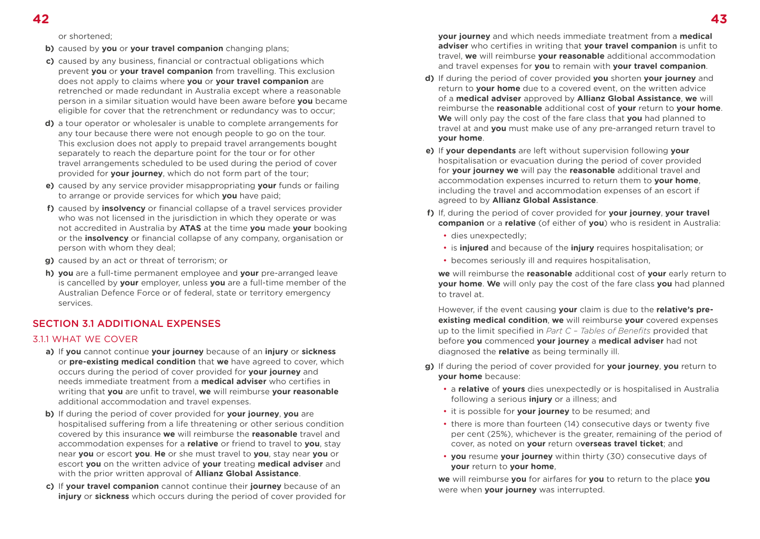or shortened;

**b)** caused by **you** or **your travel companion** changing plans;

**c)** caused by any business, financial or contractual obligations which prevent **you** or **your travel companion** from travelling. This exclusion does not apply to claims where **you** or **your travel companion** are retrenched or made redundant in Australia except where a reasonable person in a similar situation would have been aware before **you** became eligible for cover that the retrenchment or redundancy was to occur;

**d)** a tour operator or wholesaler is unable to complete arrangements for any tour because there were not enough people to go on the tour. This exclusion does not apply to prepaid travel arrangements bought separately to reach the departure point for the tour or for other travel arrangements scheduled to be used during the period of cover provided for **your journey**, which do not form part of the tour;

**e)** caused by any service provider misappropriating **your** funds or failing to arrange or provide services for which **you** have paid;

**f)** caused by **insolvency** or financial collapse of a travel services provider who was not licensed in the jurisdiction in which they operate or was not accredited in Australia by **ATAS** at the time **you** made **your** booking or the **insolvency** or financial collapse of any company, organisation or person with whom they deal;

**g)** caused by an act or threat of terrorism; or

**h)** **you** are a full-time permanent employee and **your** pre-arranged leave is cancelled by **your** employer, unless **you** are a full-time member of the Australian Defence Force or of federal, state or territory emergency services.

## SECTION 3.1 ADDITIONAL EXPENSES

### 3.1.1 WHAT WE COVER

**a)** If **you** cannot continue **your journey** because of an **injury** or **sickness** or **pre-existing medical condition** that **we** have agreed to cover, which occurs during the period of cover provided for **your journey** and needs immediate treatment from a **medical adviser** who certifies in writing that **you** are unfit to travel, **we** will reimburse **your reasonable** additional accommodation and travel expenses.

**b)** If during the period of cover provided for **your journey**, **you** are hospitalised suffering from a life threatening or other serious condition covered by this insurance **we** will reimburse the **reasonable** travel and accommodation expenses for a **relative** or friend to travel to **you**, stay near **you** or escort **you**. **He** or she must travel to **you**, stay near **you** or escort **you** on the written advice of **your** treating **medical adviser** and with the prior written approval of **Allianz Global Assistance**.

**c)** If **your travel companion** cannot continue their **journey** because of an **injury** or **sickness** which occurs during the period of cover provided for **your journey** and which needs immediate treatment from a **medical adviser** who certifies in writing that **your travel companion** is unfit to travel, **we** will reimburse **your reasonable** additional accommodation and travel expenses for **you** to remain with **your travel companion**.

**d)** If during the period of cover provided **you** shorten **your journey** and return to **your home** due to a covered event, on the written advice of a **medical adviser** approved by **Allianz Global Assistance**, **we** will reimburse the **reasonable** additional cost of **your** return to **your home**. **We** will only pay the cost of the fare class that **you** had planned to travel at and **you** must make use of any pre-arranged return travel to **your home**.

**e)** If **your dependants** are left without supervision following **your** hospitalisation or evacuation during the period of cover provided for **your journey we** will pay the **reasonable** additional travel and accommodation expenses incurred to return them to **your home**, including the travel and accommodation expenses of an escort if agreed to by **Allianz Global Assistance**.

**f)** If, during the period of cover provided for **your journey**, **your travel companion** or a **relative** (of either of **you**) who is resident in Australia:

- dies unexpectedly;
- is **injured** and because of the **injury** requires hospitalisation; or
- becomes seriously ill and requires hospitalisation,

**we** will reimburse the **reasonable** additional cost of **your** early return to **your home**. **We** will only pay the cost of the fare class **you** had planned to travel at.

However, if the event causing **your** claim is due to the **relative's pre-existing medical condition**, **we** will reimburse **your** covered expenses up to the limit specified in *Part C – Tables of Benefits* provided that before **you** commenced **your journey** a **medical adviser** had not diagnosed the **relative** as being terminally ill.

**g)** If during the period of cover provided for **your journey**, **you** return to **your home** because:

- a **relative** of **yours** dies unexpectedly or is hospitalised in Australia following a serious **injury** or a illness; and
- it is possible for **your journey** to be resumed; and
- there is more than fourteen (14) consecutive days or twenty five per cent (25%), whichever is the greater, remaining of the period of cover, as noted on **your** return o**verseas travel ticket**; and
- **you** resume **your journey** within thirty (30) consecutive days of **your** return to **your home**,

**we** will reimburse **you** for airfares for **you** to return to the place **you** were when **your journey** was interrupted.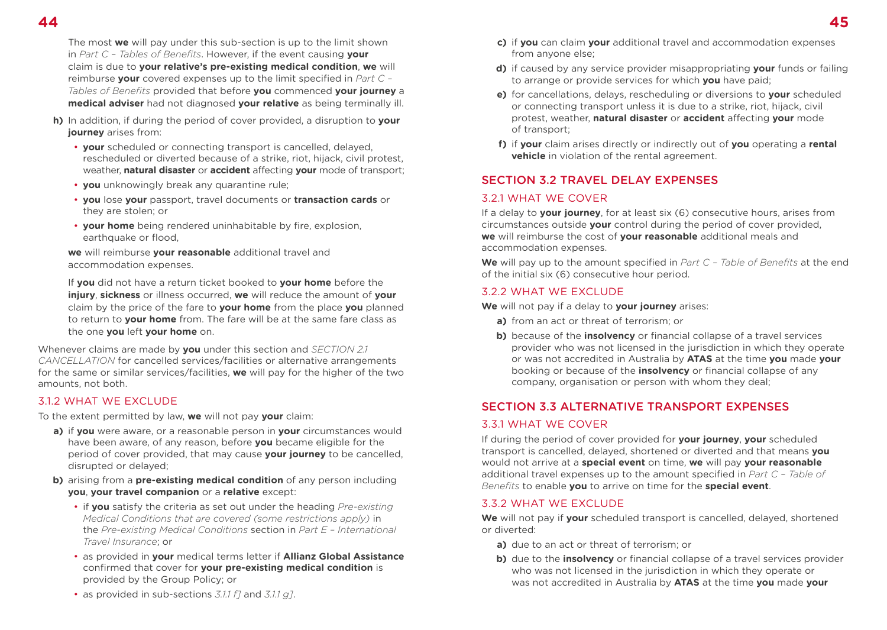The most **we** will pay under this sub-section is up to the limit shown in *Part C – Tables of Benefits*. However, if the event causing **your** claim is due to **your relative's pre-existing medical condition**, **we** will reimburse **your** covered expenses up to the limit specified in *Part C – Tables of Benefits* provided that before **you** commenced **your journey** a **medical adviser** had not diagnosed **your relative** as being terminally ill.

**h)** In addition, if during the period of cover provided, a disruption to **your journey** arises from:

- **your** scheduled or connecting transport is cancelled, delayed, rescheduled or diverted because of a strike, riot, hijack, civil protest, weather, **natural disaster** or **accident** affecting **your** mode of transport;
- **you** unknowingly break any quarantine rule;
- **you** lose **your** passport, travel documents or **transaction cards** or they are stolen; or
- **your home** being rendered uninhabitable by fire, explosion, earthquake or flood,

**we** will reimburse **your reasonable** additional travel and accommodation expenses.

If **you** did not have a return ticket booked to **your home** before the **injury**, **sickness** or illness occurred, **we** will reduce the amount of **your** claim by the price of the fare to **your home** from the place **you** planned to return to **your home** from. The fare will be at the same fare class as the one **you** left **your home** on.

Whenever claims are made by **you** under this section and *SECTION 2.1 CANCELLATION* for cancelled services/facilities or alternative arrangements for the same or similar services/facilities, **we** will pay for the higher of the two amounts, not both.

### 3.1.2 WHAT WE EXCLUDE

To the extent permitted by law, **we** will not pay **your** claim:

**a)** if **you** were aware, or a reasonable person in **your** circumstances would have been aware, of any reason, before **you** became eligible for the period of cover provided, that may cause **your journey** to be cancelled, disrupted or delayed;

**b)** arising from a **pre-existing medical condition** of any person including **you**, **your travel companion** or a **relative** except:

- if **you** satisfy the criteria as set out under the heading *Pre-existing Medical Conditions that are covered (some restrictions apply)* in the *Pre-existing Medical Conditions* section in *Part E – International Travel Insurance*; or
- as provided in **your** medical terms letter if **Allianz Global Assistance** confirmed that cover for **your pre-existing medical condition** is provided by the Group Policy; or
- as provided in sub-sections *3.1.1 f]* and *3.1.1 g]*.

**c)** if **you** can claim **your** additional travel and accommodation expenses from anyone else;

**d)** if caused by any service provider misappropriating **your** funds or failing to arrange or provide services for which **you** have paid;

**e)** for cancellations, delays, rescheduling or diversions to **your** scheduled or connecting transport unless it is due to a strike, riot, hijack, civil protest, weather, **natural disaster** or **accident** affecting **your** mode of transport;

**f)** if **your** claim arises directly or indirectly out of **you** operating a **rental vehicle** in violation of the rental agreement.

## SECTION 3.2 TRAVEL DELAY EXPENSES

### 3.2.1 WHAT WE COVER

If a delay to **your journey**, for at least six (6) consecutive hours, arises from circumstances outside **your** control during the period of cover provided, **we** will reimburse the cost of **your reasonable** additional meals and accommodation expenses.

**We** will pay up to the amount specified in *Part C – Table of Benefits* at the end of the initial six (6) consecutive hour period.

### 3.2.2 WHAT WE EXCLUDE

**We** will not pay if a delay to **your journey** arises:

**a)** from an act or threat of terrorism; or

**b)** because of the **insolvency** or financial collapse of a travel services provider who was not licensed in the jurisdiction in which they operate or was not accredited in Australia by **ATAS** at the time **you** made **your** booking or because of the **insolvency** or financial collapse of any company, organisation or person with whom they deal;

## SECTION 3.3 ALTERNATIVE TRANSPORT EXPENSES

### 3.3.1 WHAT WE COVER

If during the period of cover provided for **your journey**, **your** scheduled transport is cancelled, delayed, shortened or diverted and that means **you** would not arrive at a **special event** on time, **we** will pay **your reasonable** additional travel expenses up to the amount specified in *Part C – Table of Benefits* to enable **you** to arrive on time for the **special event**.

### 3.3.2 WHAT WE EXCLUDE

**We** will not pay if **your** scheduled transport is cancelled, delayed, shortened or diverted:

**a)** due to an act or threat of terrorism; or

**b)** due to the **insolvency** or financial collapse of a travel services provider who was not licensed in the jurisdiction in which they operate or was not accredited in Australia by **ATAS** at the time **you** made **your**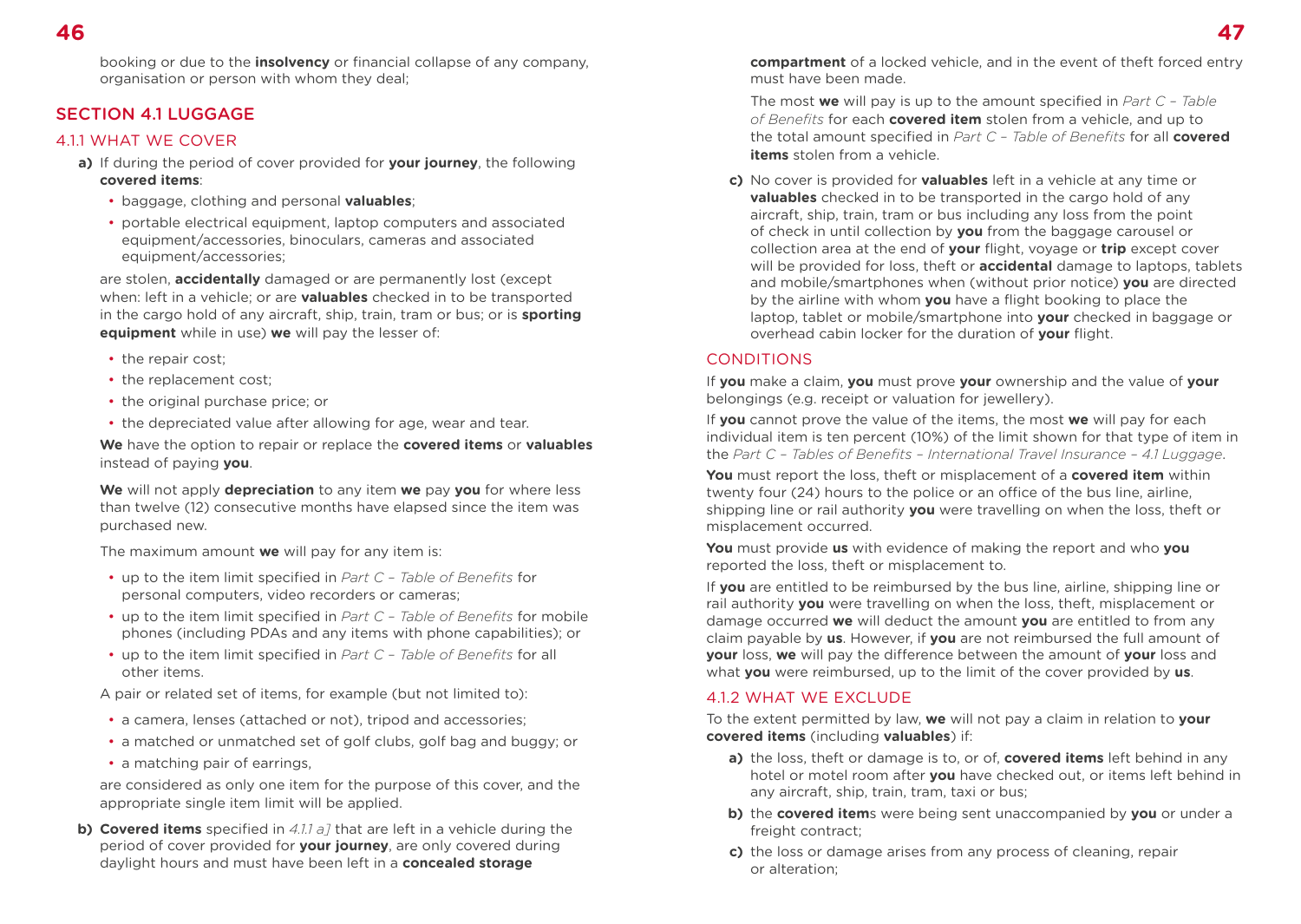booking or due to the **insolvency** or financial collapse of any company, organisation or person with whom they deal;

## SECTION 4.1 LUGGAGE

### 4.1.1 WHAT WE COVER

**a)** If during the period of cover provided for **your journey**, the following **covered items**:

- baggage, clothing and personal **valuables**;
- portable electrical equipment, laptop computers and associated equipment/accessories, binoculars, cameras and associated equipment/accessories;

are stolen, **accidentally** damaged or are permanently lost (except when: left in a vehicle; or are **valuables** checked in to be transported in the cargo hold of any aircraft, ship, train, tram or bus; or is **sporting equipment** while in use) **we** will pay the lesser of:

- the repair cost;
- the replacement cost;
- the original purchase price; or
- the depreciated value after allowing for age, wear and tear.

**We** have the option to repair or replace the **covered items** or **valuables** instead of paying **you**.

**We** will not apply **depreciation** to any item **we** pay **you** for where less than twelve (12) consecutive months have elapsed since the item was purchased new.

The maximum amount **we** will pay for any item is:

- up to the item limit specified in *Part C – Table of Benefits* for personal computers, video recorders or cameras;
- up to the item limit specified in *Part C – Table of Benefits* for mobile phones (including PDAs and any items with phone capabilities); or
- up to the item limit specified in *Part C – Table of Benefits* for all other items.

A pair or related set of items, for example (but not limited to):

- a camera, lenses (attached or not), tripod and accessories;
- a matched or unmatched set of golf clubs, golf bag and buggy; or
- a matching pair of earrings,

are considered as only one item for the purpose of this cover, and the appropriate single item limit will be applied.

**b)** **Covered items** specified in *4.1.1 a]* that are left in a vehicle during the period of cover provided for **your journey**, are only covered during daylight hours and must have been left in a **concealed storage compartment** of a locked vehicle, and in the event of theft forced entry must have been made.

The most **we** will pay is up to the amount specified in *Part C – Table of Benefits* for each **covered item** stolen from a vehicle, and up to the total amount specified in *Part C – Table of Benefits* for all **covered items** stolen from a vehicle.

**c)** No cover is provided for **valuables** left in a vehicle at any time or **valuables** checked in to be transported in the cargo hold of any aircraft, ship, train, tram or bus including any loss from the point of check in until collection by **you** from the baggage carousel or collection area at the end of **your** flight, voyage or **trip** except cover will be provided for loss, theft or **accidental** damage to laptops, tablets and mobile/smartphones when (without prior notice) **you** are directed by the airline with whom **you** have a flight booking to place the laptop, tablet or mobile/smartphone into **your** checked in baggage or overhead cabin locker for the duration of **your** flight.

### CONDITIONS

If **you** make a claim, **you** must prove **your** ownership and the value of **your** belongings (e.g. receipt or valuation for jewellery).

If **you** cannot prove the value of the items, the most **we** will pay for each individual item is ten percent (10%) of the limit shown for that type of item in the *Part C – Tables of Benefits – International Travel Insurance – 4.1 Luggage*.

**You** must report the loss, theft or misplacement of a **covered item** within twenty four (24) hours to the police or an office of the bus line, airline, shipping line or rail authority **you** were travelling on when the loss, theft or misplacement occurred.

**You** must provide **us** with evidence of making the report and who **you** reported the loss, theft or misplacement to.

If **you** are entitled to be reimbursed by the bus line, airline, shipping line or rail authority **you** were travelling on when the loss, theft, misplacement or damage occurred **we** will deduct the amount **you** are entitled to from any claim payable by **us**. However, if **you** are not reimbursed the full amount of **your** loss, **we** will pay the difference between the amount of **your** loss and what **you** were reimbursed, up to the limit of the cover provided by **us**.

### 4.1.2 WHAT WE EXCLUDE

To the extent permitted by law, **we** will not pay a claim in relation to **your covered items** (including **valuables**) if:

**a)** the loss, theft or damage is to, or of, **covered items** left behind in any hotel or motel room after **you** have checked out, or items left behind in any aircraft, ship, train, tram, taxi or bus;

**b)** the **covered item**s were being sent unaccompanied by **you** or under a freight contract;

**c)** the loss or damage arises from any process of cleaning, repair or alteration;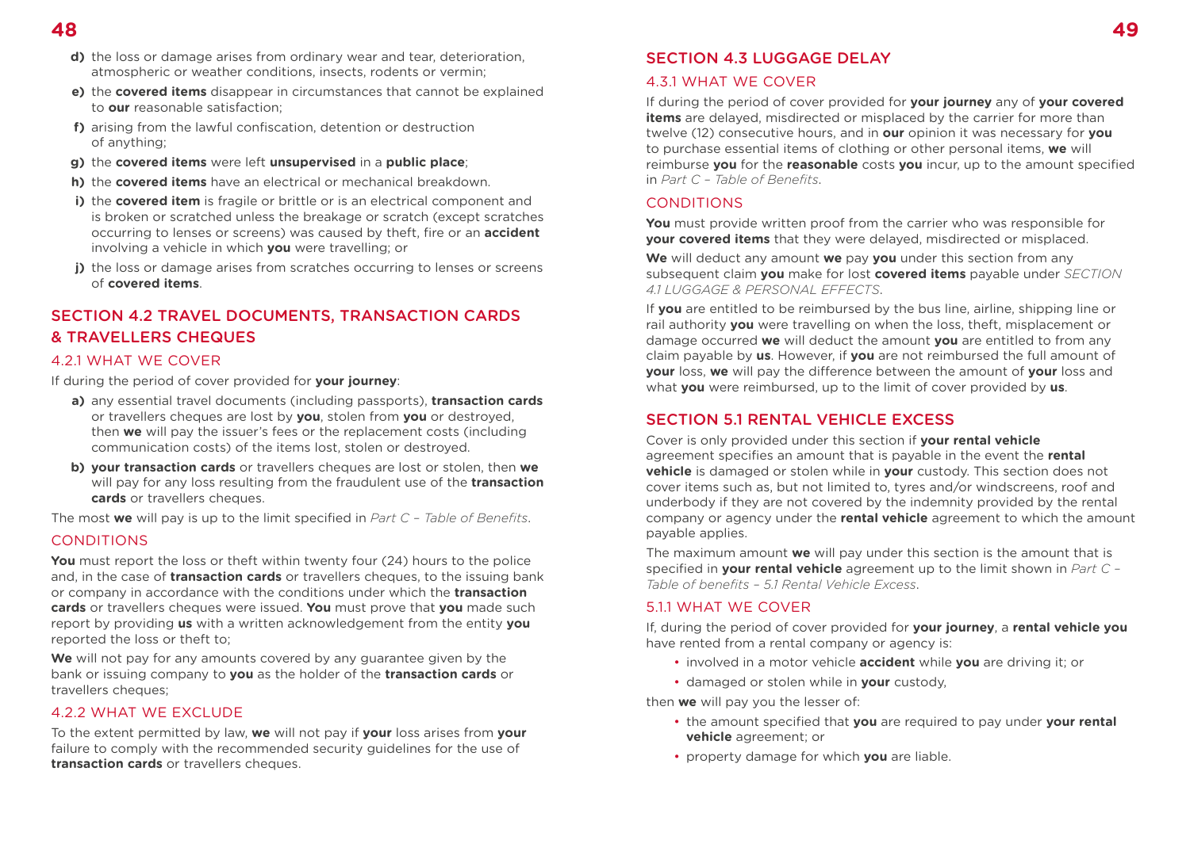**d)** the loss or damage arises from ordinary wear and tear, deterioration, atmospheric or weather conditions, insects, rodents or vermin;

**e)** the **covered items** disappear in circumstances that cannot be explained to **our** reasonable satisfaction;

**f)** arising from the lawful confiscation, detention or destruction of anything;

**g)** the **covered items** were left **unsupervised** in a **public place**;

**h)** the **covered items** have an electrical or mechanical breakdown.

**i)** the **covered item** is fragile or brittle or is an electrical component and is broken or scratched unless the breakage or scratch (except scratches occurring to lenses or screens) was caused by theft, fire or an **accident** involving a vehicle in which **you** were travelling; or

**j)** the loss or damage arises from scratches occurring to lenses or screens of **covered items**.

## SECTION 4.2 TRAVEL DOCUMENTS, TRANSACTION CARDS & TRAVELLERS CHEQUES

### 4.2.1 WHAT WE COVER

If during the period of cover provided for **your journey**:

**a)** any essential travel documents (including passports), **transaction cards** or travellers cheques are lost by **you**, stolen from **you** or destroyed, then **we** will pay the issuer's fees or the replacement costs (including communication costs) of the items lost, stolen or destroyed.

**b)** **your transaction cards** or travellers cheques are lost or stolen, then **we** will pay for any loss resulting from the fraudulent use of the **transaction cards** or travellers cheques.

The most **we** will pay is up to the limit specified in *Part C – Table of Benefits*.

### CONDITIONS

**You** must report the loss or theft within twenty four (24) hours to the police and, in the case of **transaction cards** or travellers cheques, to the issuing bank or company in accordance with the conditions under which the **transaction cards** or travellers cheques were issued. **You** must prove that **you** made such report by providing **us** with a written acknowledgement from the entity **you** reported the loss or theft to;

**We** will not pay for any amounts covered by any guarantee given by the bank or issuing company to **you** as the holder of the **transaction cards** or travellers cheques;

### 4.2.2 WHAT WE EXCLUDE

To the extent permitted by law, **we** will not pay if **your** loss arises from **your** failure to comply with the recommended security guidelines for the use of **transaction cards** or travellers cheques.

## SECTION 4.3 LUGGAGE DELAY

### 4.3.1 WHAT WE COVER

If during the period of cover provided for **your journey** any of **your covered items** are delayed, misdirected or misplaced by the carrier for more than twelve (12) consecutive hours, and in **our** opinion it was necessary for **you** to purchase essential items of clothing or other personal items, **we** will reimburse **you** for the **reasonable** costs **you** incur, up to the amount specified in *Part C – Table of Benefits*.

### CONDITIONS

**You** must provide written proof from the carrier who was responsible for **your covered items** that they were delayed, misdirected or misplaced.

**We** will deduct any amount **we** pay **you** under this section from any subsequent claim **you** make for lost **covered items** payable under *SECTION 4.1 LUGGAGE & PERSONAL EFFECTS*.

If **you** are entitled to be reimbursed by the bus line, airline, shipping line or rail authority **you** were travelling on when the loss, theft, misplacement or damage occurred **we** will deduct the amount **you** are entitled to from any claim payable by **us**. However, if **you** are not reimbursed the full amount of **your** loss, **we** will pay the difference between the amount of **your** loss and what **you** were reimbursed, up to the limit of cover provided by **us**.

## SECTION 5.1 RENTAL VEHICLE EXCESS

Cover is only provided under this section if **your rental vehicle** agreement specifies an amount that is payable in the event the **rental vehicle** is damaged or stolen while in **your** custody. This section does not cover items such as, but not limited to, tyres and/or windscreens, roof and underbody if they are not covered by the indemnity provided by the rental company or agency under the **rental vehicle** agreement to which the amount payable applies.

The maximum amount **we** will pay under this section is the amount that is specified in **your rental vehicle** agreement up to the limit shown in *Part C – Table of benefits – 5.1 Rental Vehicle Excess*.

### 5.1.1 WHAT WE COVER

If, during the period of cover provided for **your journey**, a **rental vehicle you** have rented from a rental company or agency is:

- involved in a motor vehicle **accident** while **you** are driving it; or
- damaged or stolen while in **your** custody,

then **we** will pay you the lesser of:

- the amount specified that **you** are required to pay under **your rental vehicle** agreement; or
- property damage for which **you** are liable.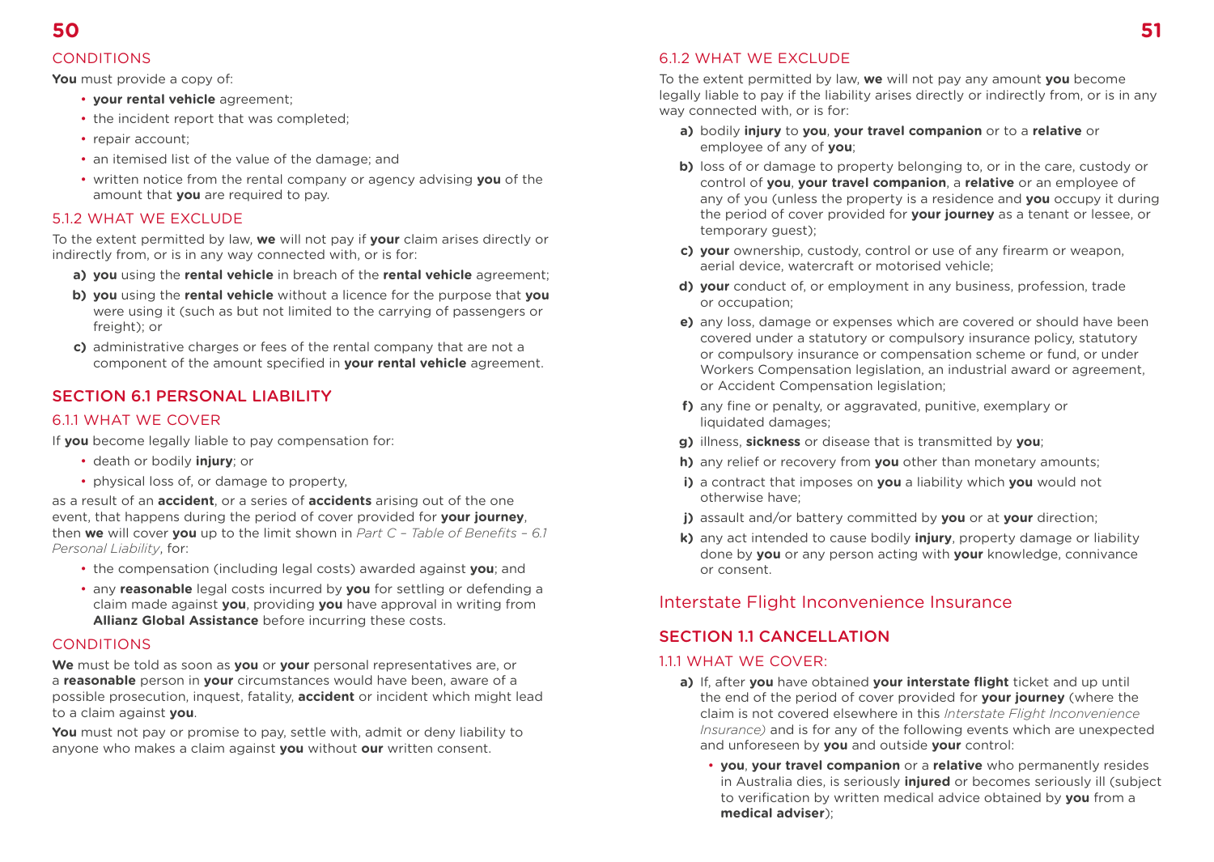### CONDITIONS

**You** must provide a copy of:

- **your rental vehicle** agreement;
- the incident report that was completed;
- repair account;
- an itemised list of the value of the damage; and
- written notice from the rental company or agency advising **you** of the amount that **you** are required to pay.

### 5.1.2 WHAT WE EXCLUDE

To the extent permitted by law, **we** will not pay if **your** claim arises directly or indirectly from, or is in any way connected with, or is for:

**a)** **you** using the **rental vehicle** in breach of the **rental vehicle** agreement;

**b)** **you** using the **rental vehicle** without a licence for the purpose that **you** were using it (such as but not limited to the carrying of passengers or freight); or

**c)** administrative charges or fees of the rental company that are not a component of the amount specified in **your rental vehicle** agreement.

## SECTION 6.1 PERSONAL LIABILITY

### 6.1.1 WHAT WE COVER

If **you** become legally liable to pay compensation for:

- death or bodily **injury**; or
- physical loss of, or damage to property,

as a result of an **accident**, or a series of **accidents** arising out of the one event, that happens during the period of cover provided for **your journey**, then **we** will cover **you** up to the limit shown in *Part C – Table of Benefits – 6.1 Personal Liability*, for:

- the compensation (including legal costs) awarded against **you**; and
- any **reasonable** legal costs incurred by **you** for settling or defending a claim made against **you**, providing **you** have approval in writing from **Allianz Global Assistance** before incurring these costs.

### CONDITIONS

**We** must be told as soon as **you** or **your** personal representatives are, or a **reasonable** person in **your** circumstances would have been, aware of a possible prosecution, inquest, fatality, **accident** or incident which might lead to a claim against **you**.

**You** must not pay or promise to pay, settle with, admit or deny liability to anyone who makes a claim against **you** without **our** written consent.

### 6.1.2 WHAT WE EXCLUDE

To the extent permitted by law, **we** will not pay any amount **you** become legally liable to pay if the liability arises directly or indirectly from, or is in any way connected with, or is for:

**a)** bodily **injury** to **you**, **your travel companion** or to a **relative** or employee of any of **you**;

**b)** loss of or damage to property belonging to, or in the care, custody or control of **you**, **your travel companion**, a **relative** or an employee of any of you (unless the property is a residence and **you** occupy it during the period of cover provided for **your journey** as a tenant or lessee, or temporary guest);

**c)** **your** ownership, custody, control or use of any firearm or weapon, aerial device, watercraft or motorised vehicle;

**d)** **your** conduct of, or employment in any business, profession, trade or occupation;

**e)** any loss, damage or expenses which are covered or should have been covered under a statutory or compulsory insurance policy, statutory or compulsory insurance or compensation scheme or fund, or under Workers Compensation legislation, an industrial award or agreement, or Accident Compensation legislation;

**f)** any fine or penalty, or aggravated, punitive, exemplary or liquidated damages;

**g)** illness, **sickness** or disease that is transmitted by **you**;

**h)** any relief or recovery from **you** other than monetary amounts;

**i)** a contract that imposes on **you** a liability which **you** would not otherwise have;

**j)** assault and/or battery committed by **you** or at **your** direction;

**k)** any act intended to cause bodily **injury**, property damage or liability done by **you** or any person acting with **your** knowledge, connivance or consent.

# Interstate Flight Inconvenience Insurance

## SECTION 1.1 CANCELLATION

### 1.1.1 WHAT WE COVER:

**a)** If, after **you** have obtained **your interstate flight** ticket and up until the end of the period of cover provided for **your journey** (where the claim is not covered elsewhere in this *Interstate Flight Inconvenience Insurance)* and is for any of the following events which are unexpected and unforeseen by **you** and outside **your** control:

- **you**, **your travel companion** or a **relative** who permanently resides in Australia dies, is seriously **injured** or becomes seriously ill (subject to verification by written medical advice obtained by **you** from a **medical adviser**);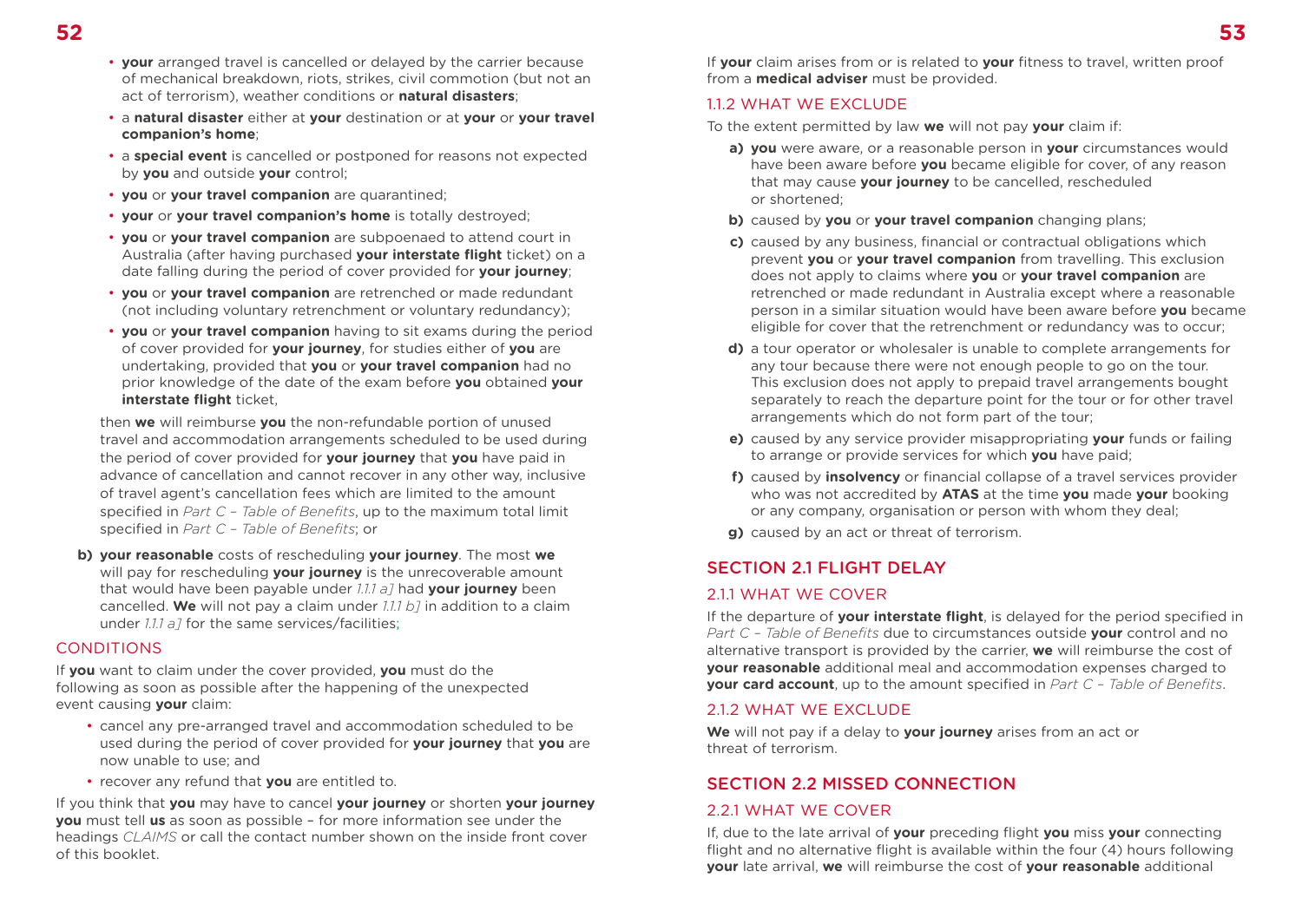- **your** arranged travel is cancelled or delayed by the carrier because of mechanical breakdown, riots, strikes, civil commotion (but not an act of terrorism), weather conditions or **natural disasters**;
- a **natural disaster** either at **your** destination or at **your** or **your travel companion's home**;
- a **special event** is cancelled or postponed for reasons not expected by **you** and outside **your** control;
- **you** or **your travel companion** are quarantined;
- **your** or **your travel companion's home** is totally destroyed;
- **you** or **your travel companion** are subpoenaed to attend court in Australia (after having purchased **your interstate flight** ticket) on a date falling during the period of cover provided for **your journey**;
- **you** or **your travel companion** are retrenched or made redundant (not including voluntary retrenchment or voluntary redundancy);
- **you** or **your travel companion** having to sit exams during the period of cover provided for **your journey**, for studies either of **you** are undertaking, provided that **you** or **your travel companion** had no prior knowledge of the date of the exam before **you** obtained **your interstate flight** ticket,

then **we** will reimburse **you** the non-refundable portion of unused travel and accommodation arrangements scheduled to be used during the period of cover provided for **your journey** that **you** have paid in advance of cancellation and cannot recover in any other way, inclusive of travel agent's cancellation fees which are limited to the amount specified in *Part C – Table of Benefits*, up to the maximum total limit specified in *Part C – Table of Benefits*; or

**b) your reasonable** costs of rescheduling **your journey**. The most **we** will pay for rescheduling **your journey** is the unrecoverable amount that would have been payable under *1.1.1 a]* had **your journey** been cancelled. **We** will not pay a claim under *1.1.1 b]* in addition to a claim under *1.1.1 a]* for the same services/facilities;

### CONDITIONS

If **you** want to claim under the cover provided, **you** must do the following as soon as possible after the happening of the unexpected event causing **your** claim:

- cancel any pre-arranged travel and accommodation scheduled to be used during the period of cover provided for **your journey** that **you** are now unable to use; and
- recover any refund that **you** are entitled to.

If you think that **you** may have to cancel **your journey** or shorten **your journey** **you** must tell **us** as soon as possible – for more information see under the headings *CLAIMS* or call the contact number shown on the inside front cover of this booklet.

If **your** claim arises from or is related to **your** fitness to travel, written proof from a **medical adviser** must be provided.

### 1.1.2 WHAT WE EXCLUDE

To the extent permitted by law **we** will not pay **your** claim if:

**a) you** were aware, or a reasonable person in **your** circumstances would have been aware before **you** became eligible for cover, of any reason that may cause **your journey** to be cancelled, rescheduled or shortened;

**b)** caused by **you** or **your travel companion** changing plans;

**c)** caused by any business, financial or contractual obligations which prevent **you** or **your travel companion** from travelling. This exclusion does not apply to claims where **you** or **your travel companion** are retrenched or made redundant in Australia except where a reasonable person in a similar situation would have been aware before **you** became eligible for cover that the retrenchment or redundancy was to occur;

**d)** a tour operator or wholesaler is unable to complete arrangements for any tour because there were not enough people to go on the tour. This exclusion does not apply to prepaid travel arrangements bought separately to reach the departure point for the tour or for other travel arrangements which do not form part of the tour;

**e)** caused by any service provider misappropriating **your** funds or failing to arrange or provide services for which **you** have paid;

**f)** caused by **insolvency** or financial collapse of a travel services provider who was not accredited by **ATAS** at the time **you** made **your** booking or any company, organisation or person with whom they deal;

**g)** caused by an act or threat of terrorism.

## SECTION 2.1 FLIGHT DELAY

### 2.1.1 WHAT WE COVER

If the departure of **your interstate flight**, is delayed for the period specified in *Part C – Table of Benefits* due to circumstances outside **your** control and no alternative transport is provided by the carrier, **we** will reimburse the cost of **your reasonable** additional meal and accommodation expenses charged to **your card account**, up to the amount specified in *Part C – Table of Benefits*.

### 2.1.2 WHAT WE EXCLUDE

**We** will not pay if a delay to **your journey** arises from an act or threat of terrorism.

## SECTION 2.2 MISSED CONNECTION

### 2.2.1 WHAT WE COVER

If, due to the late arrival of **your** preceding flight **you** miss **your** connecting flight and no alternative flight is available within the four (4) hours following **your** late arrival, **we** will reimburse the cost of **your reasonable** additional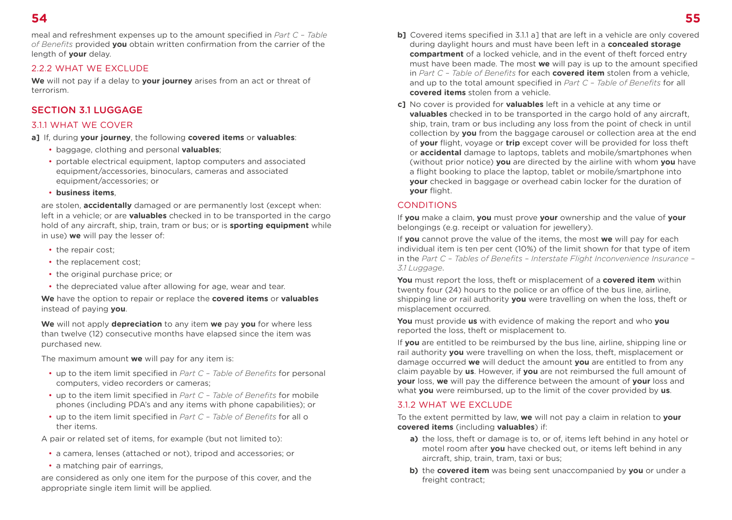meal and refreshment expenses up to the amount specified in *Part C – Table of Benefits* provided **you** obtain written confirmation from the carrier of the length of **your** delay.

### 2.2.2 WHAT WE EXCLUDE

**We** will not pay if a delay to **your journey** arises from an act or threat of terrorism.

## SECTION 3.1 LUGGAGE

### 3.1.1 WHAT WE COVER

**a]** If, during **your journey**, the following **covered items** or **valuables**:

- baggage, clothing and personal **valuables**;
- portable electrical equipment, laptop computers and associated equipment/accessories, binoculars, cameras and associated equipment/accessories; or
- **business items**,

are stolen, **accidentally** damaged or are permanently lost (except when: left in a vehicle; or are **valuables** checked in to be transported in the cargo hold of any aircraft, ship, train, tram or bus; or is **sporting equipment** while in use) **we** will pay the lesser of:

- the repair cost;
- the replacement cost;
- the original purchase price; or
- the depreciated value after allowing for age, wear and tear.

**We** have the option to repair or replace the **covered items** or **valuables** instead of paying **you**.

**We** will not apply **depreciation** to any item **we** pay **you** for where less than twelve (12) consecutive months have elapsed since the item was purchased new.

The maximum amount **we** will pay for any item is:

- up to the item limit specified in *Part C – Table of Benefits* for personal computers, video recorders or cameras;
- up to the item limit specified in *Part C – Table of Benefits* for mobile phones (including PDA's and any items with phone capabilities); or
- up to the item limit specified in *Part C – Table of Benefits* for all o ther items.

A pair or related set of items, for example (but not limited to):

- a camera, lenses (attached or not), tripod and accessories; or
- a matching pair of earrings,

are considered as only one item for the purpose of this cover, and the appropriate single item limit will be applied.

**b]** Covered items specified in 3.1.1 a] that are left in a vehicle are only covered during daylight hours and must have been left in a **concealed storage compartment** of a locked vehicle, and in the event of theft forced entry must have been made. The most **we** will pay is up to the amount specified in *Part C – Table of Benefits* for each **covered item** stolen from a vehicle, and up to the total amount specified in *Part C – Table of Benefits* for all **covered items** stolen from a vehicle.

**c]** No cover is provided for **valuables** left in a vehicle at any time or **valuables** checked in to be transported in the cargo hold of any aircraft, ship, train, tram or bus including any loss from the point of check in until collection by **you** from the baggage carousel or collection area at the end of **your** flight, voyage or **trip** except cover will be provided for loss theft or **accidental** damage to laptops, tablets and mobile/smartphones when (without prior notice) **you** are directed by the airline with whom **you** have a flight booking to place the laptop, tablet or mobile/smartphone into **your** checked in baggage or overhead cabin locker for the duration of **your** flight.

### CONDITIONS

If **you** make a claim, **you** must prove **your** ownership and the value of **your** belongings (e.g. receipt or valuation for jewellery).

If **you** cannot prove the value of the items, the most **we** will pay for each individual item is ten per cent (10%) of the limit shown for that type of item in the *Part C – Tables of Benefits – Interstate Flight Inconvenience Insurance – 3.1 Luggage*.

**You** must report the loss, theft or misplacement of a **covered item** within twenty four (24) hours to the police or an office of the bus line, airline, shipping line or rail authority **you** were travelling on when the loss, theft or misplacement occurred.

**You** must provide **us** with evidence of making the report and who **you** reported the loss, theft or misplacement to.

If **you** are entitled to be reimbursed by the bus line, airline, shipping line or rail authority **you** were travelling on when the loss, theft, misplacement or damage occurred **we** will deduct the amount **you** are entitled to from any claim payable by **us**. However, if **you** are not reimbursed the full amount of **your** loss, **we** will pay the difference between the amount of **your** loss and what **you** were reimbursed, up to the limit of the cover provided by **us**.

### 3.1.2 WHAT WE EXCLUDE

To the extent permitted by law, **we** will not pay a claim in relation to **your covered items** (including **valuables**) if:

**a)** the loss, theft or damage is to, or of, items left behind in any hotel or motel room after **you** have checked out, or items left behind in any aircraft, ship, train, tram, taxi or bus;

**b)** the **covered item** was being sent unaccompanied by **you** or under a freight contract;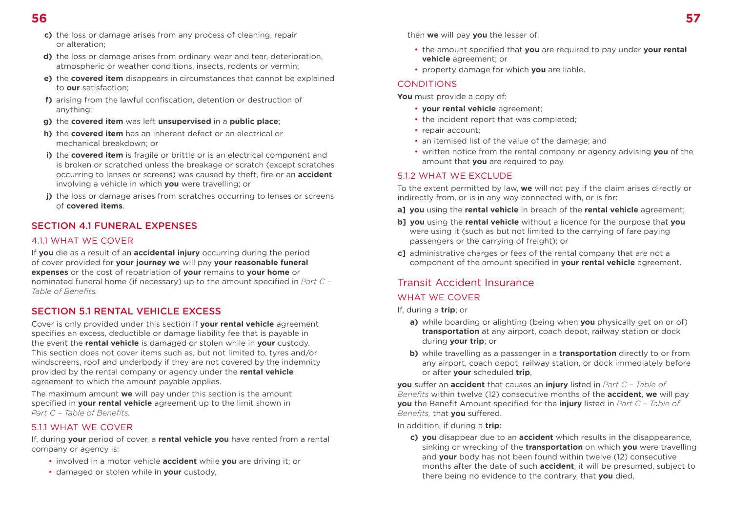c) the loss or damage arises from any process of cleaning, repair or alteration;

d) the loss or damage arises from ordinary wear and tear, deterioration, atmospheric or weather conditions, insects, rodents or vermin;

e) the **covered item** disappears in circumstances that cannot be explained to **our** satisfaction;

f) arising from the lawful confiscation, detention or destruction of anything;

g) the **covered item** was left **unsupervised** in a **public place**;

h) the **covered item** has an inherent defect or an electrical or mechanical breakdown; or

i) the **covered item** is fragile or brittle or is an electrical component and is broken or scratched unless the breakage or scratch (except scratches occurring to lenses or screens) was caused by theft, fire or an **accident** involving a vehicle in which **you** were travelling; or

j) the loss or damage arises from scratches occurring to lenses or screens of **covered items**.

## SECTION 4.1 FUNERAL EXPENSES

### 4.1.1 WHAT WE COVER

If **you** die as a result of an **accidental injury** occurring during the period of cover provided for **your journey we** will pay **your reasonable funeral expenses** or the cost of repatriation of **your** remains to **your home** or nominated funeral home (if necessary) up to the amount specified in *Part C – Table of Benefits.*

## SECTION 5.1 RENTAL VEHICLE EXCESS

Cover is only provided under this section if **your rental vehicle** agreement specifies an excess, deductible or damage liability fee that is payable in the event the **rental vehicle** is damaged or stolen while in **your** custody. This section does not cover items such as, but not limited to, tyres and/or windscreens, roof and underbody if they are not covered by the indemnity provided by the rental company or agency under the **rental vehicle** agreement to which the amount payable applies.

The maximum amount **we** will pay under this section is the amount specified in **your rental vehicle** agreement up to the limit shown in *Part C – Table of Benefits.*

### 5.1.1 WHAT WE COVER

If, during **your** period of cover, a **rental vehicle you** have rented from a rental company or agency is:

- involved in a motor vehicle **accident** while **you** are driving it; or
- damaged or stolen while in **your** custody,

then **we** will pay **you** the lesser of:

- the amount specified that **you** are required to pay under **your rental vehicle** agreement; or
- property damage for which **you** are liable.

### CONDITIONS

**You** must provide a copy of:

- **your rental vehicle** agreement;
- the incident report that was completed;
- repair account;
- an itemised list of the value of the damage; and
- written notice from the rental company or agency advising **you** of the amount that **you** are required to pay.

### 5.1.2 WHAT WE EXCLUDE

To the extent permitted by law, **we** will not pay if the claim arises directly or indirectly from, or is in any way connected with, or is for:

a] **you** using the **rental vehicle** in breach of the **rental vehicle** agreement;

b] **you** using the **rental vehicle** without a licence for the purpose that **you** were using it (such as but not limited to the carrying of fare paying passengers or the carrying of freight); or

c] administrative charges or fees of the rental company that are not a component of the amount specified in **your rental vehicle** agreement.

## Transit Accident Insurance

### WHAT WE COVER

If, during a **trip**; or

a) while boarding or alighting (being when **you** physically get on or of) **transportation** at any airport, coach depot, railway station or dock during **your trip**; or

b) while travelling as a passenger in a **transportation** directly to or from any airport, coach depot, railway station, or dock immediately before or after **your** scheduled **trip**,

**you** suffer an **accident** that causes an **injury** listed in *Part C – Table of Benefits* within twelve (12) consecutive months of the **accident**, **we** will pay **you** the Benefit Amount specified for the **injury** listed in *Part C – Table of Benefits,* that **you** suffered.

In addition, if during a **trip**:

c) **you** disappear due to an **accident** which results in the disappearance, sinking or wrecking of the **transportation** on which **you** were travelling and **your** body has not been found within twelve (12) consecutive months after the date of such **accident**, it will be presumed, subject to there being no evidence to the contrary, that **you** died,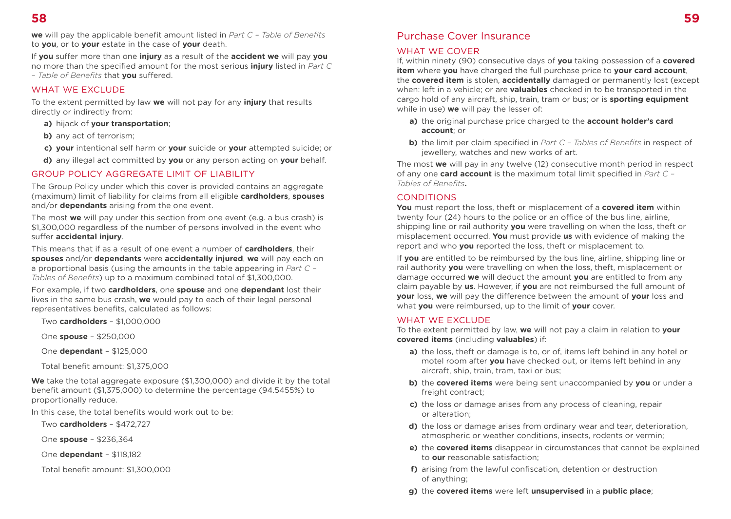**we** will pay the applicable benefit amount listed in *Part C – Table of Benefits* to **you**, or to **your** estate in the case of **your** death.

If **you** suffer more than one **injury** as a result of the **accident we** will pay **you** no more than the specified amount for the most serious **injury** listed in *Part C – Table of Benefits* that **you** suffered.

## WHAT WE EXCLUDE

To the extent permitted by law **we** will not pay for any **injury** that results directly or indirectly from:

**a)** hijack of **your transportation**;

**b)** any act of terrorism;

**c)** **your** intentional self harm or **your** suicide or **your** attempted suicide; or

**d)** any illegal act committed by **you** or any person acting on **your** behalf.

## GROUP POLICY AGGREGATE LIMIT OF LIABILITY

The Group Policy under which this cover is provided contains an aggregate (maximum) limit of liability for claims from all eligible **cardholders**, **spouses** and/or **dependants** arising from the one event.

The most **we** will pay under this section from one event (e.g. a bus crash) is $1,300,000 regardless of the number of persons involved in the event who suffer **accidental injury**.

This means that if as a result of one event a number of **cardholders**, their **spouses** and/or **dependants** were **accidentally injured**, **we** will pay each on a proportional basis (using the amounts in the table appearing in *Part C – Tables of Benefits*) up to a maximum combined total of $1,300,000.

For example, if two **cardholders**, one **spouse** and one **dependant** lost their lives in the same bus crash, **we** would pay to each of their legal personal representatives benefits, calculated as follows:

Two **cardholders** – $1,000,000

One **spouse** – $250,000

One **dependant** – $125,000

Total benefit amount: $1,375,000

**We** take the total aggregate exposure ($1,300,000) and divide it by the total benefit amount ($1,375,000) to determine the percentage (94.5455%) to proportionally reduce.

In this case, the total benefits would work out to be:

Two **cardholders** – $472,727

One **spouse** – $236,364

One **dependant** – $118,182

Total benefit amount: $1,300,000

# Purchase Cover Insurance

## WHAT WE COVER

If, within ninety (90) consecutive days of **you** taking possession of a **covered item** where **you** have charged the full purchase price to **your card account**, the **covered item** is stolen, **accidentally** damaged or permanently lost (except when: left in a vehicle; or are **valuables** checked in to be transported in the cargo hold of any aircraft, ship, train, tram or bus; or is **sporting equipment** while in use) **we** will pay the lesser of:

**a)** the original purchase price charged to the **account holder's card account**; or

**b)** the limit per claim specified in *Part C – Tables of Benefits* in respect of jewellery, watches and new works of art.

The most **we** will pay in any twelve (12) consecutive month period in respect of any one **card account** is the maximum total limit specified in *Part C – Tables of Benefits*.

## CONDITIONS

**You** must report the loss, theft or misplacement of a **covered item** within twenty four (24) hours to the police or an office of the bus line, airline, shipping line or rail authority **you** were travelling on when the loss, theft or misplacement occurred. **You** must provide **us** with evidence of making the report and who **you** reported the loss, theft or misplacement to.

If **you** are entitled to be reimbursed by the bus line, airline, shipping line or rail authority **you** were travelling on when the loss, theft, misplacement or damage occurred **we** will deduct the amount **you** are entitled to from any claim payable by **us**. However, if **you** are not reimbursed the full amount of **your** loss, **we** will pay the difference between the amount of **your** loss and what **you** were reimbursed, up to the limit of **your** cover.

## WHAT WE EXCLUDE

To the extent permitted by law, **we** will not pay a claim in relation to **your covered items** (including **valuables**) if:

**a)** the loss, theft or damage is to, or of, items left behind in any hotel or motel room after **you** have checked out, or items left behind in any aircraft, ship, train, tram, taxi or bus;

**b)** the **covered items** were being sent unaccompanied by **you** or under a freight contract;

**c)** the loss or damage arises from any process of cleaning, repair or alteration;

**d)** the loss or damage arises from ordinary wear and tear, deterioration, atmospheric or weather conditions, insects, rodents or vermin;

**e)** the **covered items** disappear in circumstances that cannot be explained to **our** reasonable satisfaction;

**f)** arising from the lawful confiscation, detention or destruction of anything;

**g)** the **covered items** were left **unsupervised** in a **public place**;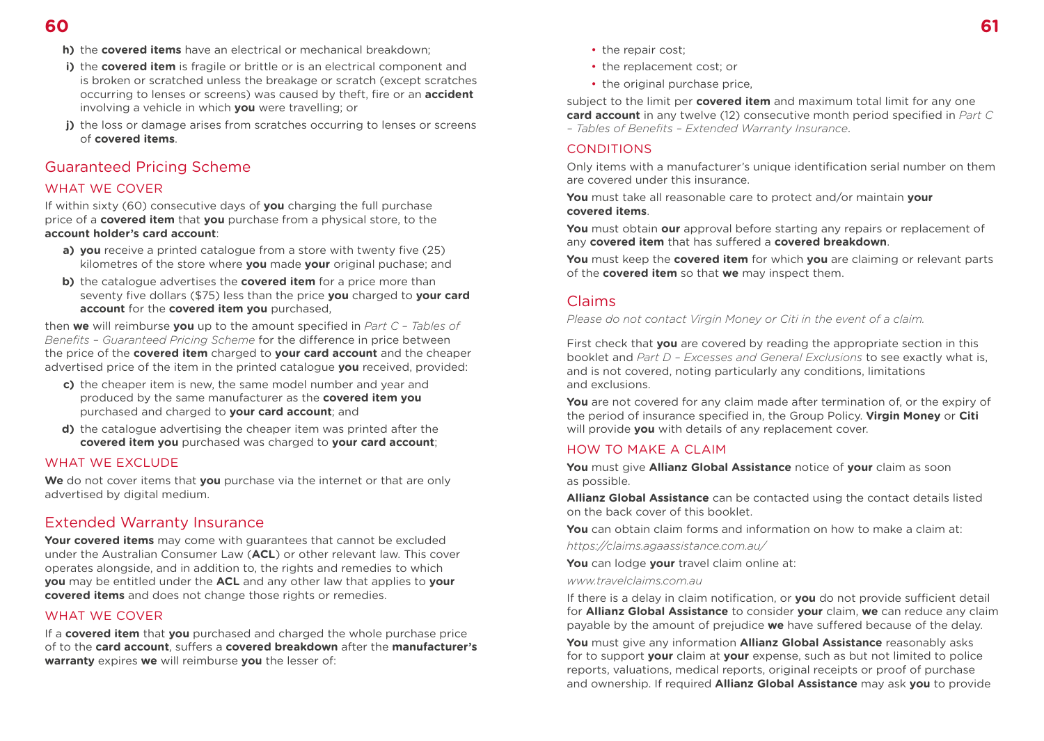**h)** the **covered items** have an electrical or mechanical breakdown;

**i)** the **covered item** is fragile or brittle or is an electrical component and is broken or scratched unless the breakage or scratch (except scratches occurring to lenses or screens) was caused by theft, fire or an **accident** involving a vehicle in which **you** were travelling; or

**j)** the loss or damage arises from scratches occurring to lenses or screens of **covered items**.

## Guaranteed Pricing Scheme

### WHAT WE COVER

If within sixty (60) consecutive days of **you** charging the full purchase price of a **covered item** that **you** purchase from a physical store, to the **account holder's card account**:

**a) you** receive a printed catalogue from a store with twenty five (25) kilometres of the store where **you** made **your** original puchase; and

**b)** the catalogue advertises the **covered item** for a price more than seventy five dollars ($75) less than the price **you** charged to **your card account** for the **covered item you** purchased,

then **we** will reimburse **you** up to the amount specified in *Part C – Tables of Benefits – Guaranteed Pricing Scheme* for the difference in price between the price of the **covered item** charged to **your card account** and the cheaper advertised price of the item in the printed catalogue **you** received, provided:

**c)** the cheaper item is new, the same model number and year and produced by the same manufacturer as the **covered item you** purchased and charged to **your card account**; and

**d)** the catalogue advertising the cheaper item was printed after the **covered item you** purchased was charged to **your card account**;

### WHAT WE EXCLUDE

**We** do not cover items that **you** purchase via the internet or that are only advertised by digital medium.

## Extended Warranty Insurance

**Your covered items** may come with guarantees that cannot be excluded under the Australian Consumer Law (**ACL**) or other relevant law. This cover operates alongside, and in addition to, the rights and remedies to which **you** may be entitled under the **ACL** and any other law that applies to **your covered items** and does not change those rights or remedies.

### WHAT WE COVER

If a **covered item** that **you** purchased and charged the whole purchase price of to the **card account**, suffers a **covered breakdown** after the **manufacturer's warranty** expires **we** will reimburse **you** the lesser of:

- the repair cost;
- the replacement cost; or
- the original purchase price,

subject to the limit per **covered item** and maximum total limit for any one **card account** in any twelve (12) consecutive month period specified in *Part C – Tables of Benefits – Extended Warranty Insurance*.

### CONDITIONS

Only items with a manufacturer's unique identification serial number on them are covered under this insurance.

**You** must take all reasonable care to protect and/or maintain **your covered items**.

**You** must obtain **our** approval before starting any repairs or replacement of any **covered item** that has suffered a **covered breakdown**.

**You** must keep the **covered item** for which **you** are claiming or relevant parts of the **covered item** so that **we** may inspect them.

## Claims

*Please do not contact Virgin Money or Citi in the event of a claim.*

First check that **you** are covered by reading the appropriate section in this booklet and *Part D – Excesses and General Exclusions* to see exactly what is, and is not covered, noting particularly any conditions, limitations and exclusions.

**You** are not covered for any claim made after termination of, or the expiry of the period of insurance specified in, the Group Policy. **Virgin Money** or **Citi** will provide **you** with details of any replacement cover.

### HOW TO MAKE A CLAIM

**You** must give **Allianz Global Assistance** notice of **your** claim as soon as possible.

**Allianz Global Assistance** can be contacted using the contact details listed on the back cover of this booklet.

**You** can obtain claim forms and information on how to make a claim at:

*https://claims.agaassistance.com.au/*

**You** can lodge **your** travel claim online at:

*www.travelclaims.com.au*

If there is a delay in claim notification, or **you** do not provide sufficient detail for **Allianz Global Assistance** to consider **your** claim, **we** can reduce any claim payable by the amount of prejudice **we** have suffered because of the delay.

**You** must give any information **Allianz Global Assistance** reasonably asks for to support **your** claim at **your** expense, such as but not limited to police reports, valuations, medical reports, original receipts or proof of purchase and ownership. If required **Allianz Global Assistance** may ask **you** to provide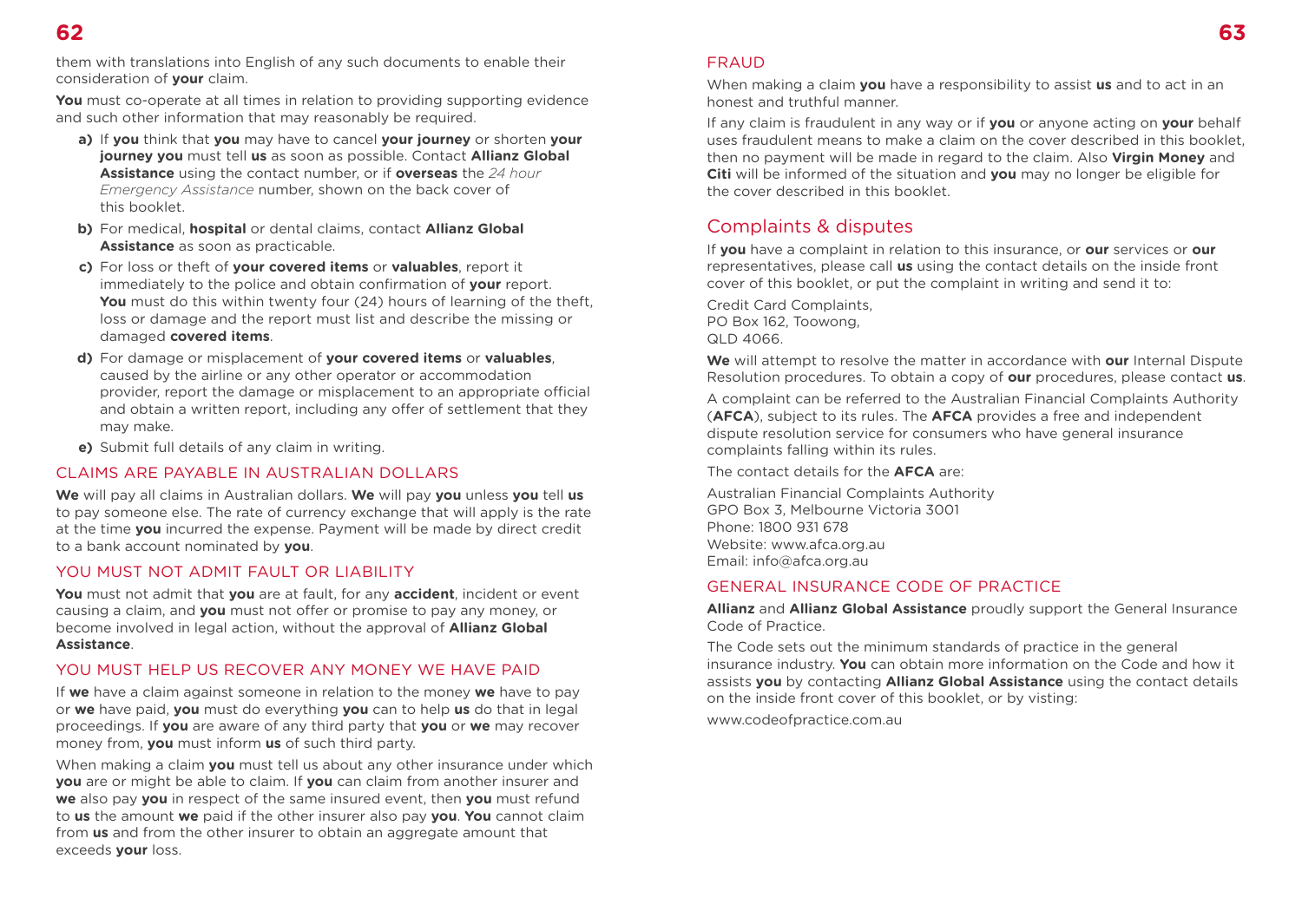them with translations into English of any such documents to enable their consideration of **your** claim.

**You** must co-operate at all times in relation to providing supporting evidence and such other information that may reasonably be required.

**a)** If **you** think that **you** may have to cancel **your journey** or shorten **your journey you** must tell **us** as soon as possible. Contact **Allianz Global Assistance** using the contact number, or if **overseas** the *24 hour Emergency Assistance* number, shown on the back cover of this booklet.

**b)** For medical, **hospital** or dental claims, contact **Allianz Global Assistance** as soon as practicable.

**c)** For loss or theft of **your covered items** or **valuables**, report it immediately to the police and obtain confirmation of **your** report. **You** must do this within twenty four (24) hours of learning of the theft, loss or damage and the report must list and describe the missing or damaged **covered items**.

**d)** For damage or misplacement of **your covered items** or **valuables**, caused by the airline or any other operator or accommodation provider, report the damage or misplacement to an appropriate official and obtain a written report, including any offer of settlement that they may make.

**e)** Submit full details of any claim in writing.

### CLAIMS ARE PAYABLE IN AUSTRALIAN DOLLARS

**We** will pay all claims in Australian dollars. **We** will pay **you** unless **you** tell **us** to pay someone else. The rate of currency exchange that will apply is the rate at the time **you** incurred the expense. Payment will be made by direct credit to a bank account nominated by **you**.

### YOU MUST NOT ADMIT FAULT OR LIABILITY

**You** must not admit that **you** are at fault, for any **accident**, incident or event causing a claim, and **you** must not offer or promise to pay any money, or become involved in legal action, without the approval of **Allianz Global Assistance**.

### YOU MUST HELP US RECOVER ANY MONEY WE HAVE PAID

If **we** have a claim against someone in relation to the money **we** have to pay or **we** have paid, **you** must do everything **you** can to help **us** do that in legal proceedings. If **you** are aware of any third party that **you** or **we** may recover money from, **you** must inform **us** of such third party.

When making a claim **you** must tell us about any other insurance under which **you** are or might be able to claim. If **you** can claim from another insurer and **we** also pay **you** in respect of the same insured event, then **you** must refund to **us** the amount **we** paid if the other insurer also pay **you**. **You** cannot claim from **us** and from the other insurer to obtain an aggregate amount that exceeds **your** loss.

### FRAUD

When making a claim **you** have a responsibility to assist **us** and to act in an honest and truthful manner.

If any claim is fraudulent in any way or if **you** or anyone acting on **your** behalf uses fraudulent means to make a claim on the cover described in this booklet, then no payment will be made in regard to the claim. Also **Virgin Money** and **Citi** will be informed of the situation and **you** may no longer be eligible for the cover described in this booklet.

## Complaints & disputes

If **you** have a complaint in relation to this insurance, or **our** services or **our** representatives, please call **us** using the contact details on the inside front cover of this booklet, or put the complaint in writing and send it to:

Credit Card Complaints,
PO Box 162, Toowong,
QLD 4066.

**We** will attempt to resolve the matter in accordance with **our** Internal Dispute Resolution procedures. To obtain a copy of **our** procedures, please contact **us**.

A complaint can be referred to the Australian Financial Complaints Authority (**AFCA**), subject to its rules. The **AFCA** provides a free and independent dispute resolution service for consumers who have general insurance complaints falling within its rules.

The contact details for the **AFCA** are:

Australian Financial Complaints Authority
GPO Box 3, Melbourne Victoria 3001
Phone: 1800 931 678
Website: www.afca.org.au
Email: info@afca.org.au

### GENERAL INSURANCE CODE OF PRACTICE

**Allianz** and **Allianz Global Assistance** proudly support the General Insurance Code of Practice.

The Code sets out the minimum standards of practice in the general insurance industry. **You** can obtain more information on the Code and how it assists **you** by contacting **Allianz Global Assistance** using the contact details on the inside front cover of this booklet, or by visting:

www.codeofpractice.com.au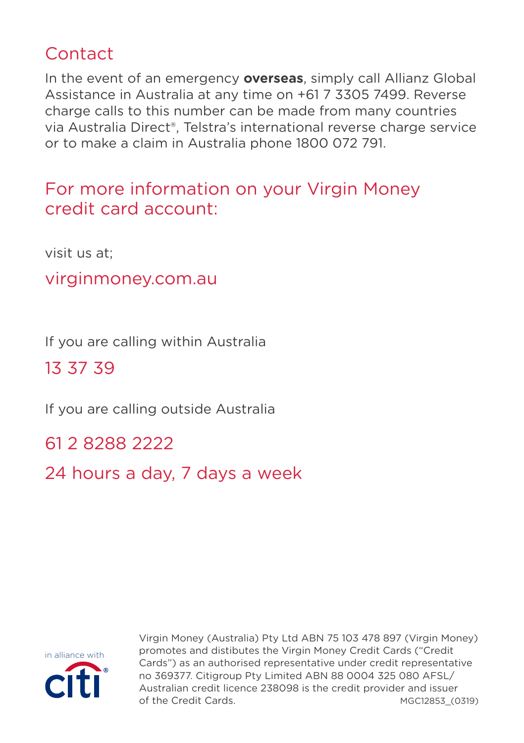## Contact

In the event of an emergency **overseas**, simply call Allianz Global Assistance in Australia at any time on +61 7 3305 7499. Reverse charge calls to this number can be made from many countries via Australia Direct®, Telstra's international reverse charge service or to make a claim in Australia phone 1800 072 791.

## For more information on your Virgin Money credit card account:

visit us at;

virginmoney.com.au

If you are calling within Australia

13 37 39

If you are calling outside Australia

61 2 8288 2222

24 hours a day, 7 days a week

in alliance with citi®

Virgin Money (Australia) Pty Ltd ABN 75 103 478 897 (Virgin Money) promotes and distibutes the Virgin Money Credit Cards ("Credit Cards") as an authorised representative under credit representative no 369377. Citigroup Pty Limited ABN 88 0004 325 080 AFSL/ Australian credit licence 238098 is the credit provider and issuer of the Credit Cards. MGC12853_(0319)